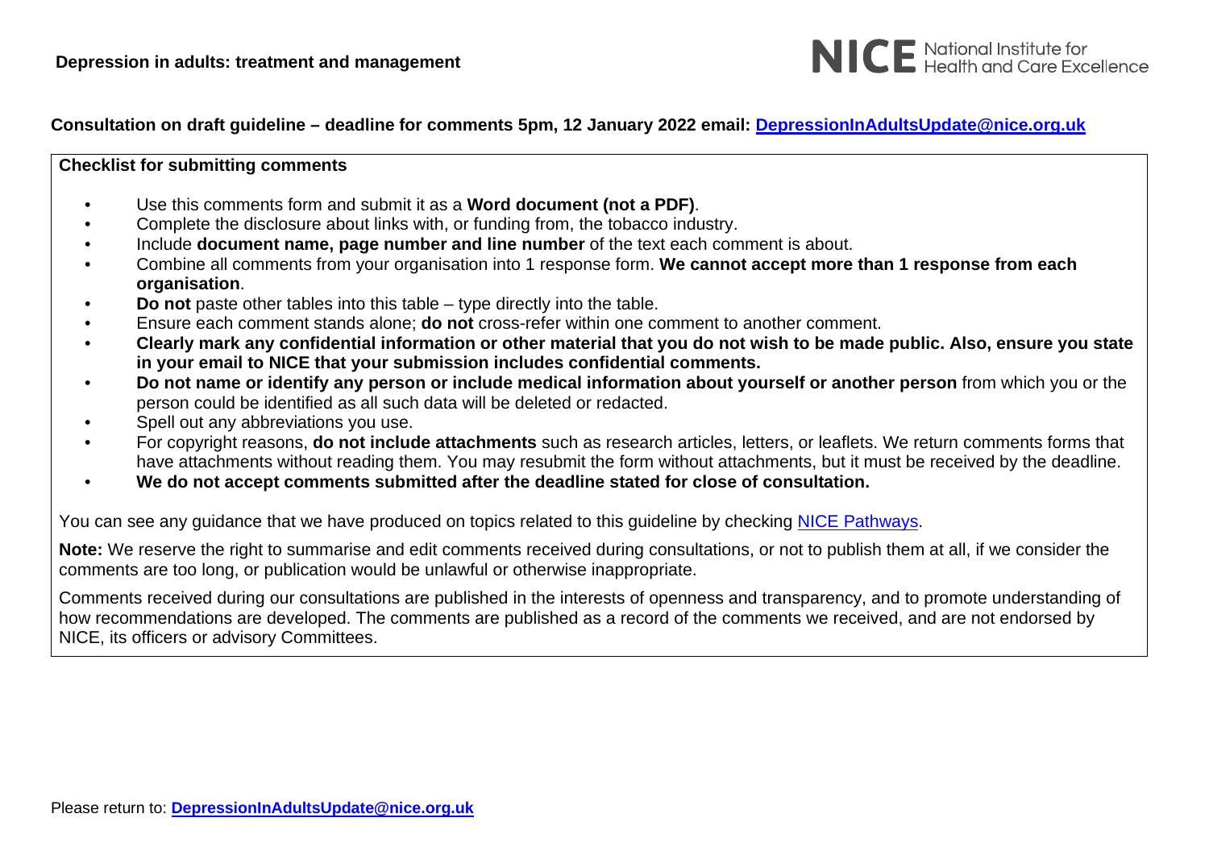**Depression in adults: treatment and management**

NICE National Institute for Health and Care Excellence

**Consultation on draft guideline – deadline for comments 5pm, 12 January 2022 email: [DepressionInAdultsUpdate@nice.org.uk](mailto:DepressionInAdultsUpdate@nice.org.uk)**

**Checklist for submitting comments**

- Use this comments form and submit it as a **Word document (not a PDF)**.
- Complete the disclosure about links with, or funding from, the tobacco industry.
- Include **document name, page number and line number** of the text each comment is about.
- Combine all comments from your organisation into 1 response form. **We cannot accept more than 1 response from each organisation**.
- **Do not** paste other tables into this table – type directly into the table.
- Ensure each comment stands alone; **do not** cross-refer within one comment to another comment.
- **Clearly mark any confidential information or other material that you do not wish to be made public. Also, ensure you state in your email to NICE that your submission includes confidential comments.**
- **Do not name or identify any person or include medical information about yourself or another person** from which you or the person could be identified as all such data will be deleted or redacted.
- Spell out any abbreviations you use.
- For copyright reasons, **do not include attachments** such as research articles, letters, or leaflets. We return comments forms that have attachments without reading them. You may resubmit the form without attachments, but it must be received by the deadline.
- **We do not accept comments submitted after the deadline stated for close of consultation.**

You can see any guidance that we have produced on topics related to this guideline by checking NICE Pathways.

**Note:** We reserve the right to summarise and edit comments received during consultations, or not to publish them at all, if we consider the comments are too long, or publication would be unlawful or otherwise inappropriate.

Comments received during our consultations are published in the interests of openness and transparency, and to promote understanding of how recommendations are developed. The comments are published as a record of the comments we received, and are not endorsed by NICE, its officers or advisory Committees.

Please return to: **[DepressionInAdultsUpdate@nice.org.uk](mailto:DepressionInAdultsUpdate@nice.org.uk)**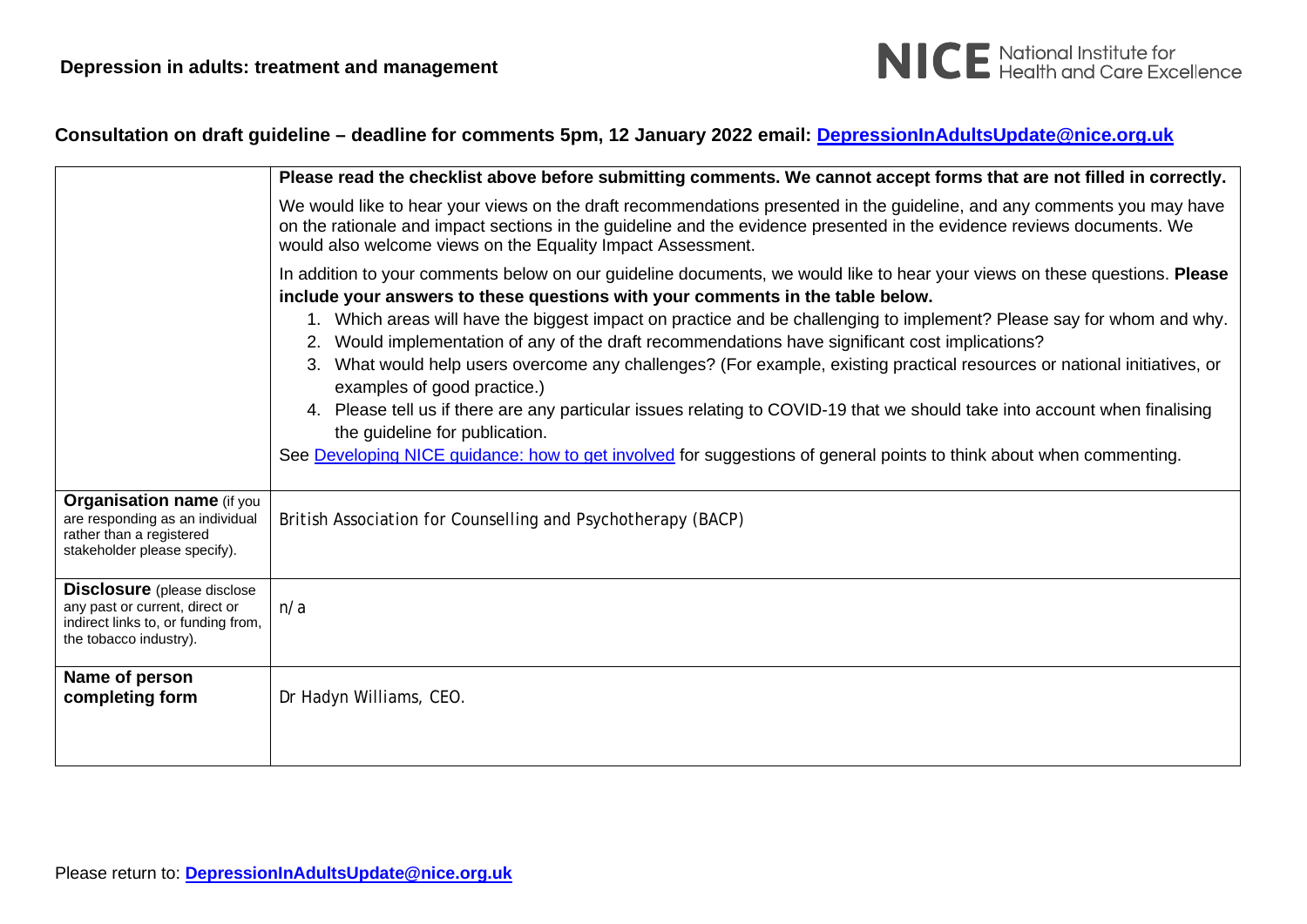**Depression in adults: treatment and management**

NICE National Institute for Health and Care Excellence

**Consultation on draft guideline – deadline for comments 5pm, 12 January 2022 email: [DepressionInAdultsUpdate@nice.org.uk](mailto:DepressionInAdultsUpdate@nice.org.uk)**

| | **Please read the checklist above before submitting comments. We cannot accept forms that are not filled in correctly.**<br><br>We would like to hear your views on the draft recommendations presented in the guideline, and any comments you may have on the rationale and impact sections in the guideline and the evidence presented in the evidence reviews documents. We would also welcome views on the Equality Impact Assessment.<br><br>In addition to your comments below on our guideline documents, we would like to hear your views on these questions. **Please include your answers to these questions with your comments in the table below.**<br>1. Which areas will have the biggest impact on practice and be challenging to implement? Please say for whom and why.<br>2. Would implementation of any of the draft recommendations have significant cost implications?<br>3. What would help users overcome any challenges? (For example, existing practical resources or national initiatives, or examples of good practice.)<br>4. Please tell us if there are any particular issues relating to COVID-19 that we should take into account when finalising the guideline for publication.<br><br>See [Developing NICE guidance: how to get involved]() for suggestions of general points to think about when commenting. |
|---|---|
| **Organisation name** (if you are responding as an individual rather than a registered stakeholder please specify). | British Association for Counselling and Psychotherapy (BACP) |
| **Disclosure** (please disclose any past or current, direct or indirect links to, or funding from, the tobacco industry). | n/a |
| **Name of person completing form** | Dr Hadyn Williams, CEO. |

Please return to: **[DepressionInAdultsUpdate@nice.org.uk](mailto:DepressionInAdultsUpdate@nice.org.uk)**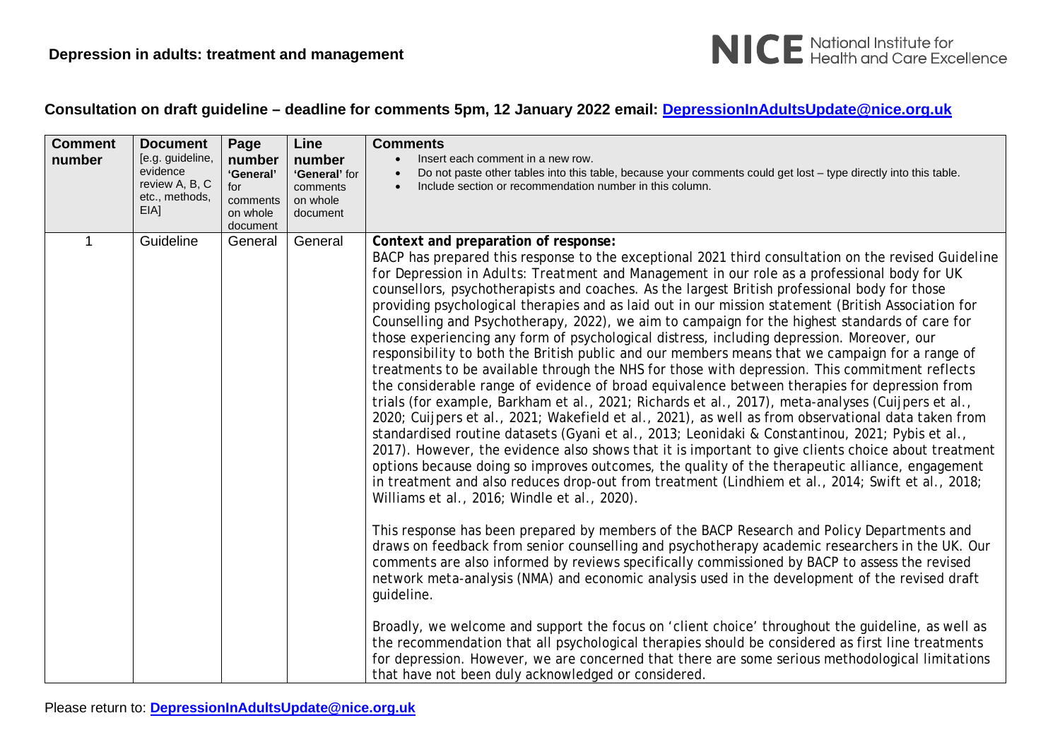**Depression in adults: treatment and management**

NICE National Institute for Health and Care Excellence

**Consultation on draft guideline – deadline for comments 5pm, 12 January 2022 email: DepressionInAdultsUpdate@nice.org.uk**

| Comment number | Document [e.g. guideline, evidence review A, B, C etc., methods, EIA] | Page number 'General' for comments on whole document | Line number 'General' for comments on whole document | Comments <br>• Insert each comment in a new row. <br>• Do not paste other tables into this table, because your comments could get lost – type directly into this table. <br>• Include section or recommendation number in this column. |
|---|---|---|---|---|
| 1 | Guideline | General | General | **Context and preparation of response:** <br>BACP has prepared this response to the exceptional 2021 third consultation on the revised Guideline for Depression in Adults: Treatment and Management in our role as a professional body for UK counsellors, psychotherapists and coaches. As the largest British professional body for those providing psychological therapies and as laid out in our mission statement (British Association for Counselling and Psychotherapy, 2022), we aim to campaign for the highest standards of care for those experiencing any form of psychological distress, including depression. Moreover, our responsibility to both the British public and our members means that we campaign for a range of treatments to be available through the NHS for those with depression. This commitment reflects the considerable range of evidence of broad equivalence between therapies for depression from trials (for example, Barkham et al., 2021; Richards et al., 2017), meta-analyses (Cuijpers et al., 2020; Cuijpers et al., 2021; Wakefield et al., 2021), as well as from observational data taken from standardised routine datasets (Gyani et al., 2013; Leonidaki & Constantinou, 2021; Pybis et al., 2017). However, the evidence also shows that it is important to give clients choice about treatment options because doing so improves outcomes, the quality of the therapeutic alliance, engagement in treatment and also reduces drop-out from treatment (Lindhiem et al., 2014; Swift et al., 2018; Williams et al., 2016; Windle et al., 2020). <br><br>This response has been prepared by members of the BACP Research and Policy Departments and draws on feedback from senior counselling and psychotherapy academic researchers in the UK. Our comments are also informed by reviews specifically commissioned by BACP to assess the revised network meta-analysis (NMA) and economic analysis used in the development of the revised draft guideline. <br><br>Broadly, we welcome and support the focus on 'client choice' throughout the guideline, as well as the recommendation that all psychological therapies should be considered as first line treatments for depression. However, we are concerned that there are some serious methodological limitations that have not been duly acknowledged or considered. |

Please return to: DepressionInAdultsUpdate@nice.org.uk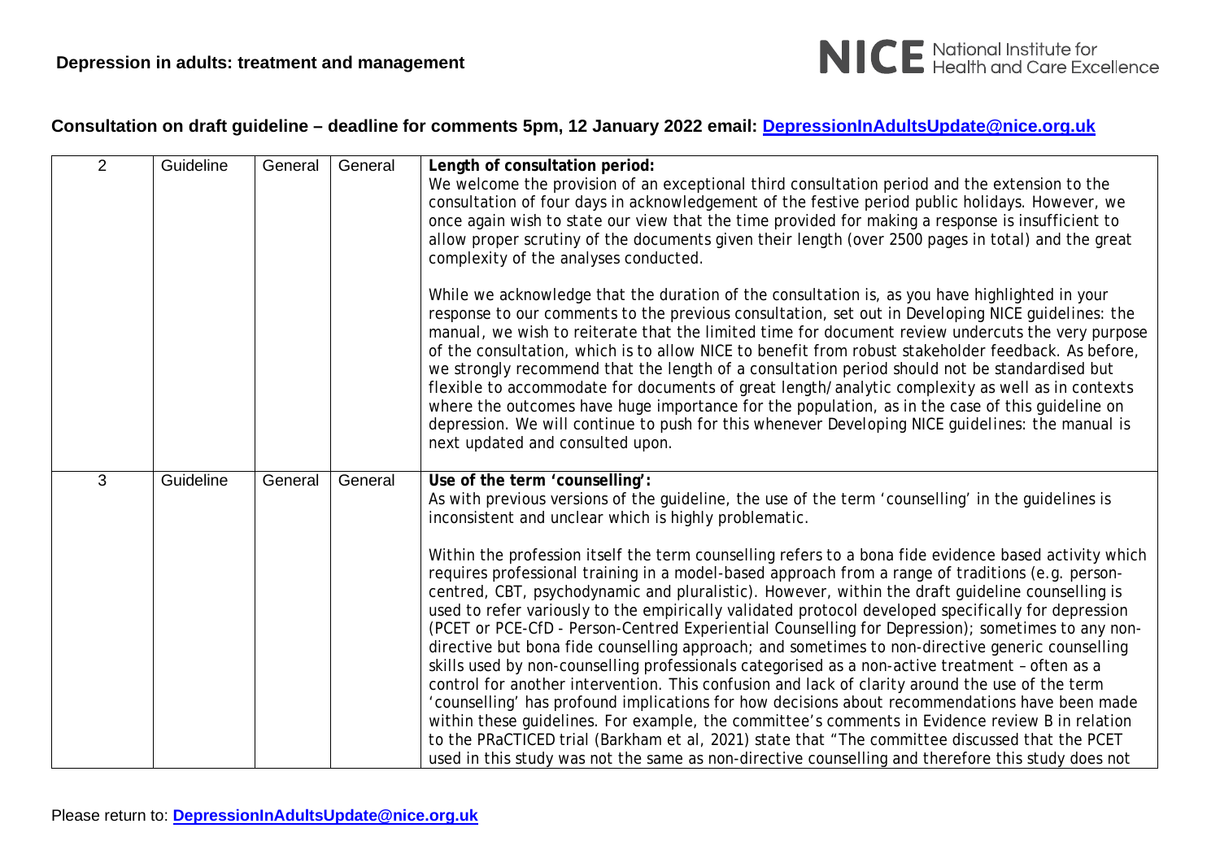**Consultation on draft guideline – deadline for comments 5pm, 12 January 2022 email: DepressionInAdultsUpdate@nice.org.uk**

| | | | | |
|---|---|---|---|---|
| 2 | Guideline | General | General | **Length of consultation period:**<br>We welcome the provision of an exceptional third consultation period and the extension to the consultation of four days in acknowledgement of the festive period public holidays. However, we once again wish to state our view that the time provided for making a response is insufficient to allow proper scrutiny of the documents given their length (over 2500 pages in total) and the great complexity of the analyses conducted.<br><br>While we acknowledge that the duration of the consultation is, as you have highlighted in your response to our comments to the previous consultation, set out in Developing NICE guidelines: the manual, we wish to reiterate that the limited time for document review undercuts the very purpose of the consultation, which is to allow NICE to benefit from robust stakeholder feedback. As before, we strongly recommend that the length of a consultation period should not be standardised but flexible to accommodate for documents of great length/analytic complexity as well as in contexts where the outcomes have huge importance for the population, as in the case of this guideline on depression. We will continue to push for this whenever Developing NICE guidelines: the manual is next updated and consulted upon. |
| 3 | Guideline | General | General | **Use of the term 'counselling':**<br>As with previous versions of the guideline, the use of the term 'counselling' in the guidelines is inconsistent and unclear which is highly problematic.<br><br>Within the profession itself the term counselling refers to a bona fide evidence based activity which requires professional training in a model-based approach from a range of traditions (e.g. person-centred, CBT, psychodynamic and pluralistic). However, within the draft guideline counselling is used to refer variously to the empirically validated protocol developed specifically for depression (PCET or PCE-CfD - Person-Centred Experiential Counselling for Depression); sometimes to any non-directive but bona fide counselling approach; and sometimes to non-directive generic counselling skills used by non-counselling professionals categorised as a non-active treatment – often as a control for another intervention. This confusion and lack of clarity around the use of the term 'counselling' has profound implications for how decisions about recommendations have been made within these guidelines. For example, the committee's comments in Evidence review B in relation to the PRaCTICED trial (Barkham et al, 2021) state that "The committee discussed that the PCET used in this study was not the same as non-directive counselling and therefore this study does not |

Please return to: DepressionInAdultsUpdate@nice.org.uk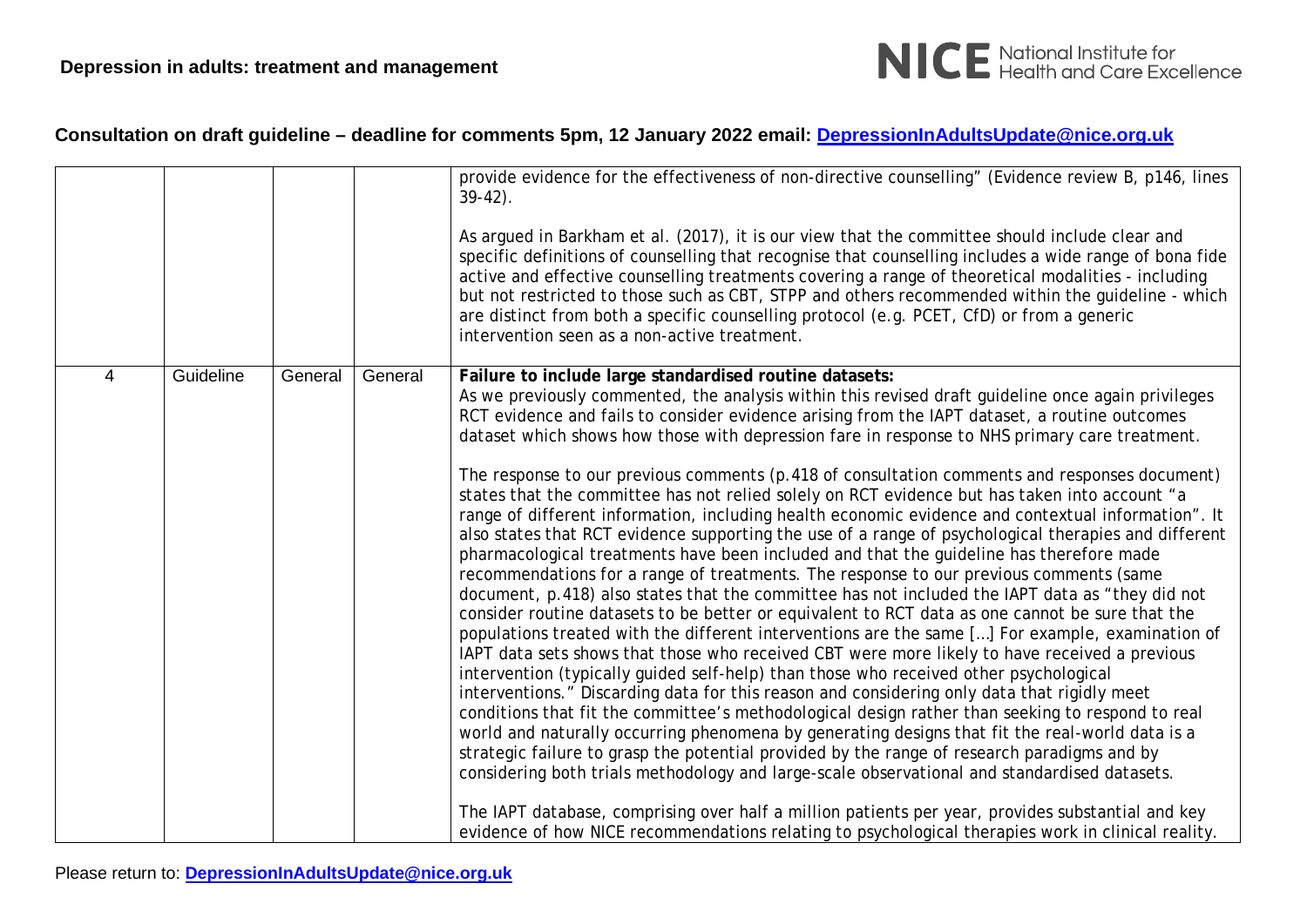# Depression in adults: treatment and management

## Consultation on draft guideline – deadline for comments 5pm, 12 January 2022 email: DepressionInAdultsUpdate@nice.org.uk

| | | | | |
|---|---|---|---|---|
| | | | | provide evidence for the effectiveness of non-directive counselling" (Evidence review B, p146, lines 39-42).<br><br>As argued in Barkham et al. (2017), it is our view that the committee should include clear and specific definitions of counselling that recognise that counselling includes a wide range of bona fide active and effective counselling treatments covering a range of theoretical modalities - including but not restricted to those such as CBT, STPP and others recommended within the guideline - which are distinct from both a specific counselling protocol (e.g. PCET, CfD) or from a generic intervention seen as a non-active treatment. |
| 4 | Guideline | General | General | **Failure to include large standardised routine datasets:**<br>As we previously commented, the analysis within this revised draft guideline once again privileges RCT evidence and fails to consider evidence arising from the IAPT dataset, a routine outcomes dataset which shows how those with depression fare in response to NHS primary care treatment.<br><br>The response to our previous comments (p.418 of consultation comments and responses document) states that the committee has not relied solely on RCT evidence but has taken into account "a range of different information, including health economic evidence and contextual information". It also states that RCT evidence supporting the use of a range of psychological therapies and different pharmacological treatments have been included and that the guideline has therefore made recommendations for a range of treatments. The response to our previous comments (same document, p.418) also states that the committee has not included the IAPT data as "they did not consider routine datasets to be better or equivalent to RCT data as one cannot be sure that the populations treated with the different interventions are the same […] For example, examination of IAPT data sets shows that those who received CBT were more likely to have received a previous intervention (typically guided self-help) than those who received other psychological interventions." Discarding data for this reason and considering only data that rigidly meet conditions that fit the committee's methodological design rather than seeking to respond to real world and naturally occurring phenomena by generating designs that fit the real-world data is a strategic failure to grasp the potential provided by the range of research paradigms and by considering both trials methodology and large-scale observational and standardised datasets.<br><br>The IAPT database, comprising over half a million patients per year, provides substantial and key evidence of how NICE recommendations relating to psychological therapies work in clinical reality. |

Please return to: DepressionInAdultsUpdate@nice.org.uk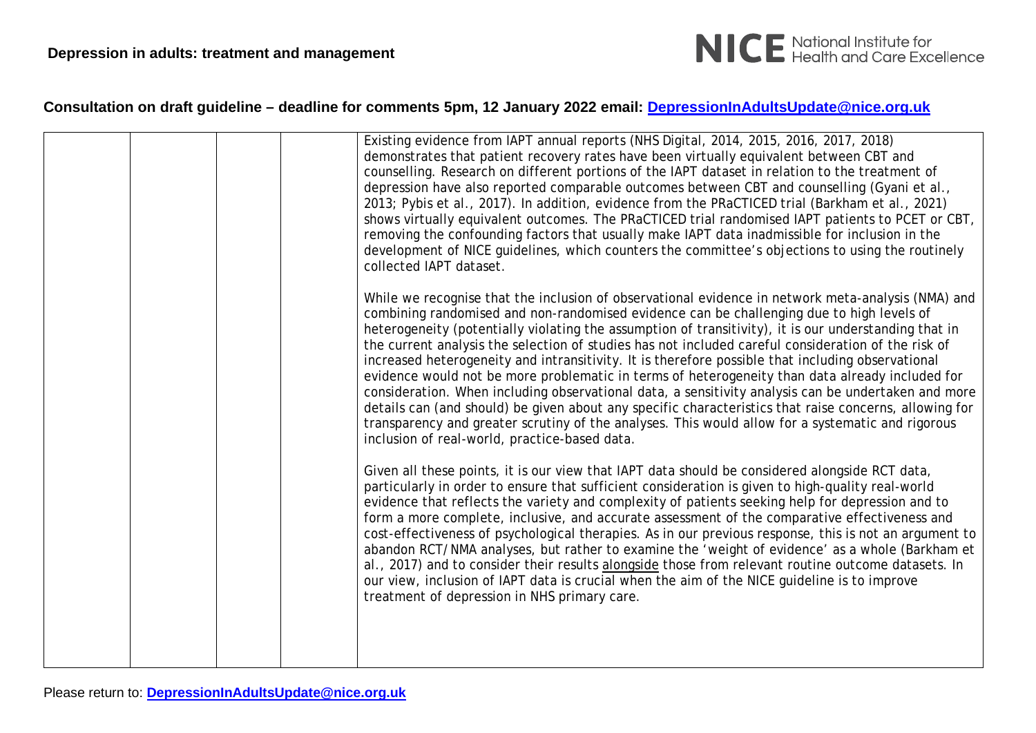**Consultation on draft guideline – deadline for comments 5pm, 12 January 2022 email: DepressionInAdultsUpdate@nice.org.uk**

| | | | | |
|---|---|---|---|---|
| | | | | Existing evidence from IAPT annual reports (NHS Digital, 2014, 2015, 2016, 2017, 2018) demonstrates that patient recovery rates have been virtually equivalent between CBT and counselling. Research on different portions of the IAPT dataset in relation to the treatment of depression have also reported comparable outcomes between CBT and counselling (Gyani et al., 2013; Pybis et al., 2017). In addition, evidence from the PRaCTICED trial (Barkham et al., 2021) shows virtually equivalent outcomes. The PRaCTICED trial randomised IAPT patients to PCET or CBT, removing the confounding factors that usually make IAPT data inadmissible for inclusion in the development of NICE guidelines, which counters the committee's objections to using the routinely collected IAPT dataset.<br><br>While we recognise that the inclusion of observational evidence in network meta-analysis (NMA) and combining randomised and non-randomised evidence can be challenging due to high levels of heterogeneity (potentially violating the assumption of transitivity), it is our understanding that in the current analysis the selection of studies has not included careful consideration of the risk of increased heterogeneity and intransitivity. It is therefore possible that including observational evidence would not be more problematic in terms of heterogeneity than data already included for consideration. When including observational data, a sensitivity analysis can be undertaken and more details can (and should) be given about any specific characteristics that raise concerns, allowing for transparency and greater scrutiny of the analyses. This would allow for a systematic and rigorous inclusion of real-world, practice-based data.<br><br>Given all these points, it is our view that IAPT data should be considered alongside RCT data, particularly in order to ensure that sufficient consideration is given to high-quality real-world evidence that reflects the variety and complexity of patients seeking help for depression and to form a more complete, inclusive, and accurate assessment of the comparative effectiveness and cost-effectiveness of psychological therapies. As in our previous response, this is not an argument to abandon RCT/NMA analyses, but rather to examine the 'weight of evidence' as a whole (Barkham et al., 2017) and to consider their results <u>alongside</u> those from relevant routine outcome datasets. In our view, inclusion of IAPT data is crucial when the aim of the NICE guideline is to improve treatment of depression in NHS primary care. |

Please return to: **DepressionInAdultsUpdate@nice.org.uk**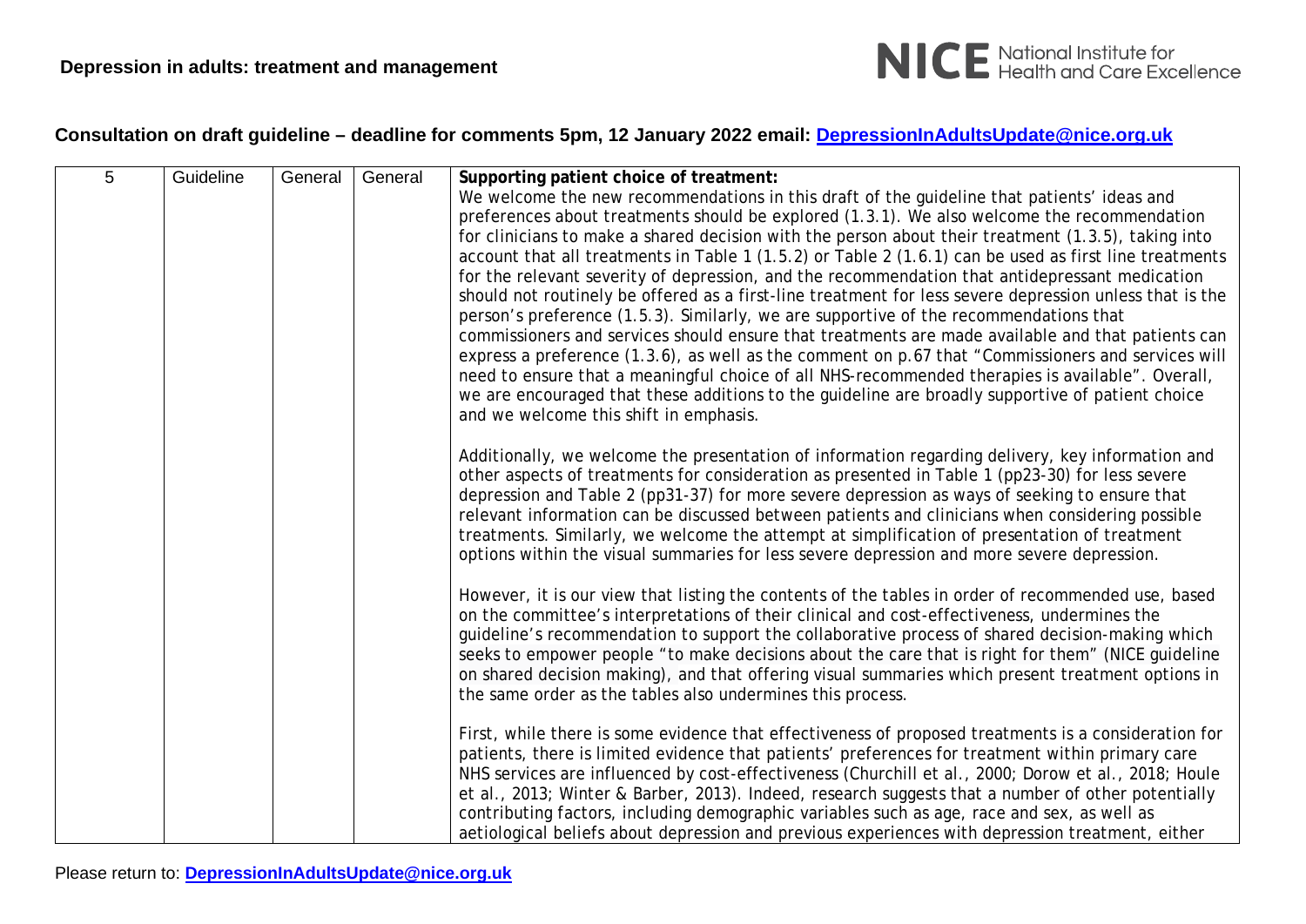**Consultation on draft guideline – deadline for comments 5pm, 12 January 2022 email: DepressionInAdultsUpdate@nice.org.uk**

| | | | | |
|---|---|---|---|---|
| 5 | Guideline | General | General | **Supporting patient choice of treatment:**<br>We welcome the new recommendations in this draft of the guideline that patients' ideas and preferences about treatments should be explored (1.3.1). We also welcome the recommendation for clinicians to make a shared decision with the person about their treatment (1.3.5), taking into account that all treatments in Table 1 (1.5.2) or Table 2 (1.6.1) can be used as first line treatments for the relevant severity of depression, and the recommendation that antidepressant medication should not routinely be offered as a first-line treatment for less severe depression unless that is the person's preference (1.5.3). Similarly, we are supportive of the recommendations that commissioners and services should ensure that treatments are made available and that patients can express a preference (1.3.6), as well as the comment on p.67 that "Commissioners and services will need to ensure that a meaningful choice of all NHS-recommended therapies is available". Overall, we are encouraged that these additions to the guideline are broadly supportive of patient choice and we welcome this shift in emphasis.<br><br>Additionally, we welcome the presentation of information regarding delivery, key information and other aspects of treatments for consideration as presented in Table 1 (pp23-30) for less severe depression and Table 2 (pp31-37) for more severe depression as ways of seeking to ensure that relevant information can be discussed between patients and clinicians when considering possible treatments. Similarly, we welcome the attempt at simplification of presentation of treatment options within the visual summaries for less severe depression and more severe depression.<br><br>However, it is our view that listing the contents of the tables in order of recommended use, based on the committee's interpretations of their clinical and cost-effectiveness, undermines the guideline's recommendation to support the collaborative process of shared decision-making which seeks to empower people "to make decisions about the care that is right for them" (NICE guideline on shared decision making), and that offering visual summaries which present treatment options in the same order as the tables also undermines this process.<br><br>First, while there is some evidence that effectiveness of proposed treatments is a consideration for patients, there is limited evidence that patients' preferences for treatment within primary care NHS services are influenced by cost-effectiveness (Churchill et al., 2000; Dorow et al., 2018; Houle et al., 2013; Winter & Barber, 2013). Indeed, research suggests that a number of other potentially contributing factors, including demographic variables such as age, race and sex, as well as aetiological beliefs about depression and previous experiences with depression treatment, either |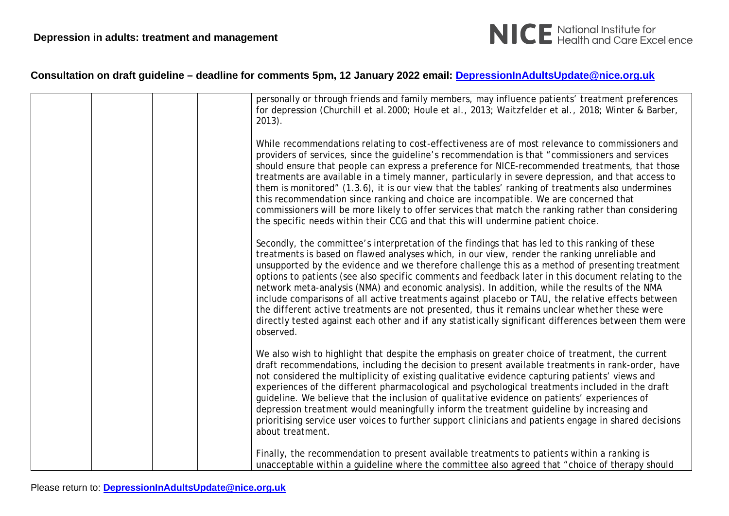| | | | | personally or through friends and family members, may influence patients' treatment preferences for depression (Churchill et al.2000; Houle et al., 2013; Waitzfelder et al., 2018; Winter & Barber, 2013).<br><br>While recommendations relating to cost-effectiveness are of most relevance to commissioners and providers of services, since the guideline's recommendation is that "commissioners and services should ensure that people can express a preference for NICE-recommended treatments, that those treatments are available in a timely manner, particularly in severe depression, and that access to them is monitored" (1.3.6), it is our view that the tables' ranking of treatments also undermines this recommendation since ranking and choice are incompatible. We are concerned that commissioners will be more likely to offer services that match the ranking rather than considering the specific needs within their CCG and that this will undermine patient choice.<br><br>Secondly, the committee's interpretation of the findings that has led to this ranking of these treatments is based on flawed analyses which, in our view, render the ranking unreliable and unsupported by the evidence and we therefore challenge this as a method of presenting treatment options to patients (see also specific comments and feedback later in this document relating to the network meta-analysis (NMA) and economic analysis). In addition, while the results of the NMA include comparisons of all active treatments against placebo or TAU, the relative effects between the different active treatments are not presented, thus it remains unclear whether these were directly tested against each other and if any statistically significant differences between them were observed.<br><br>We also wish to highlight that despite the emphasis on greater choice of treatment, the current draft recommendations, including the decision to present available treatments in rank-order, have not considered the multiplicity of existing qualitative evidence capturing patients' views and experiences of the different pharmacological and psychological treatments included in the draft guideline. We believe that the inclusion of qualitative evidence on patients' experiences of depression treatment would meaningfully inform the treatment guideline by increasing and prioritising service user voices to further support clinicians and patients engage in shared decisions about treatment.<br><br>Finally, the recommendation to present available treatments to patients within a ranking is unacceptable within a guideline where the committee also agreed that "choice of therapy should |
|---|---|---|---|---|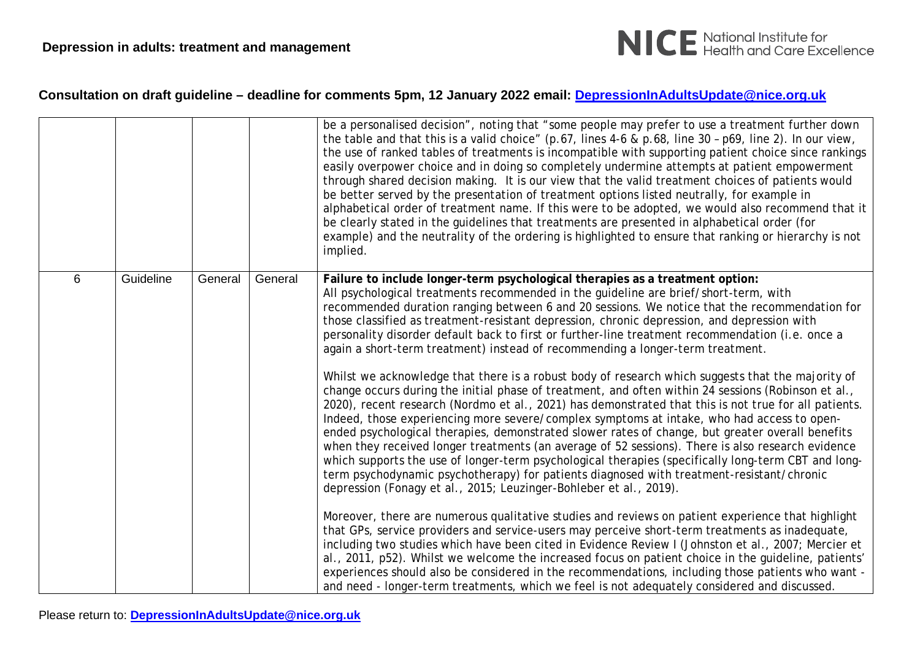**Consultation on draft guideline – deadline for comments 5pm, 12 January 2022 email: DepressionInAdultsUpdate@nice.org.uk**

| | | | | |
|---|---|---|---|---|
| | | | | be a personalised decision", noting that "some people may prefer to use a treatment further down the table and that this is a valid choice" (p.67, lines 4-6 & p.68, line 30 – p69, line 2). In our view, the use of ranked tables of treatments is incompatible with supporting patient choice since rankings easily overpower choice and in doing so completely undermine attempts at patient empowerment through shared decision making. It is our view that the valid treatment choices of patients would be better served by the presentation of treatment options listed neutrally, for example in alphabetical order of treatment name. If this were to be adopted, we would also recommend that it be clearly stated in the guidelines that treatments are presented in alphabetical order (for example) and the neutrality of the ordering is highlighted to ensure that ranking or hierarchy is not implied. |
| 6 | Guideline | General | General | **Failure to include longer-term psychological therapies as a treatment option:**<br>All psychological treatments recommended in the guideline are brief/short-term, with recommended duration ranging between 6 and 20 sessions. We notice that the recommendation for those classified as treatment-resistant depression, chronic depression, and depression with personality disorder default back to first or further-line treatment recommendation (i.e. once a again a short-term treatment) instead of recommending a longer-term treatment.<br><br>Whilst we acknowledge that there is a robust body of research which suggests that the majority of change occurs during the initial phase of treatment, and often within 24 sessions (Robinson et al., 2020), recent research (Nordmo et al., 2021) has demonstrated that this is not true for all patients. Indeed, those experiencing more severe/complex symptoms at intake, who had access to open-ended psychological therapies, demonstrated slower rates of change, but greater overall benefits when they received longer treatments (an average of 52 sessions). There is also research evidence which supports the use of longer-term psychological therapies (specifically long-term CBT and long-term psychodynamic psychotherapy) for patients diagnosed with treatment-resistant/chronic depression (Fonagy et al., 2015; Leuzinger-Bohleber et al., 2019).<br><br>Moreover, there are numerous qualitative studies and reviews on patient experience that highlight that GPs, service providers and service-users may perceive short-term treatments as inadequate, including two studies which have been cited in Evidence Review I (Johnston et al., 2007; Mercier et al., 2011, p52). Whilst we welcome the increased focus on patient choice in the guideline, patients' experiences should also be considered in the recommendations, including those patients who want - and need - longer-term treatments, which we feel is not adequately considered and discussed. |

Please return to: DepressionInAdultsUpdate@nice.org.uk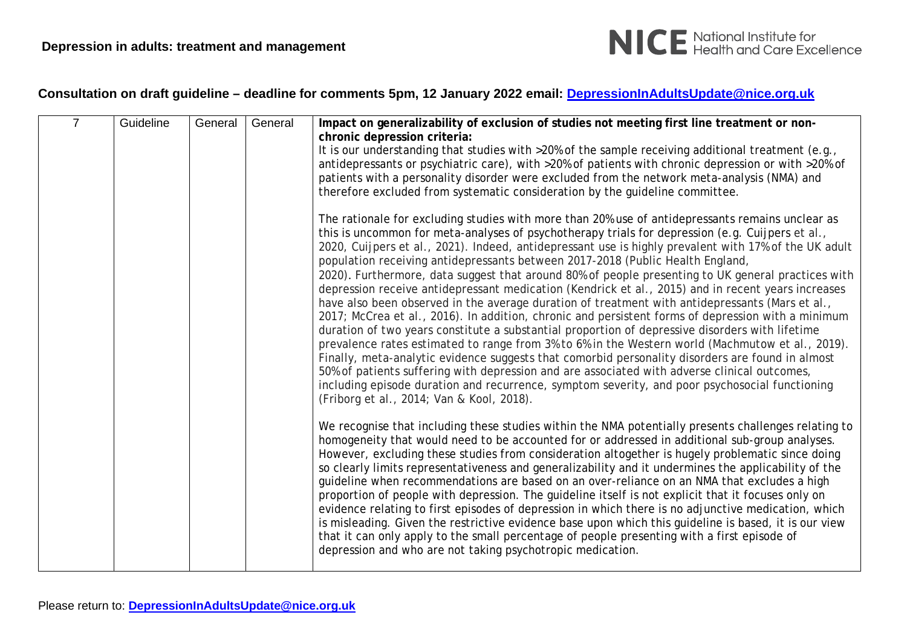**Consultation on draft guideline – deadline for comments 5pm, 12 January 2022 email: [DepressionInAdultsUpdate@nice.org.uk](mailto:DepressionInAdultsUpdate@nice.org.uk)**

| | | | | |
|---|---|---|---|---|
| 7 | Guideline | General | General | **Impact on generalizability of exclusion of studies not meeting first line treatment or non-chronic depression criteria:**<br>It is our understanding that studies with >20% of the sample receiving additional treatment (e.g., antidepressants or psychiatric care), with >20% of patients with chronic depression or with >20% of patients with a personality disorder were excluded from the network meta-analysis (NMA) and therefore excluded from systematic consideration by the guideline committee.<br><br>The rationale for excluding studies with more than 20% use of antidepressants remains unclear as this is uncommon for meta-analyses of psychotherapy trials for depression (e.g. Cuijpers et al., 2020, Cuijpers et al., 2021). Indeed, antidepressant use is highly prevalent with 17% of the UK adult population receiving antidepressants between 2017-2018 (Public Health England, 2020). Furthermore, data suggest that around 80% of people presenting to UK general practices with depression receive antidepressant medication (Kendrick et al., 2015) and in recent years increases have also been observed in the average duration of treatment with antidepressants (Mars et al., 2017; McCrea et al., 2016). In addition, chronic and persistent forms of depression with a minimum duration of two years constitute a substantial proportion of depressive disorders with lifetime prevalence rates estimated to range from 3% to 6% in the Western world (Machmutow et al., 2019). Finally, meta-analytic evidence suggests that comorbid personality disorders are found in almost 50% of patients suffering with depression and are associated with adverse clinical outcomes, including episode duration and recurrence, symptom severity, and poor psychosocial functioning (Friborg et al., 2014; Van & Kool, 2018).<br><br>We recognise that including these studies within the NMA potentially presents challenges relating to homogeneity that would need to be accounted for or addressed in additional sub-group analyses. However, excluding these studies from consideration altogether is hugely problematic since doing so clearly limits representativeness and generalizability and it undermines the applicability of the guideline when recommendations are based on an over-reliance on an NMA that excludes a high proportion of people with depression. The guideline itself is not explicit that it focuses only on evidence relating to first episodes of depression in which there is no adjunctive medication, which is misleading. Given the restrictive evidence base upon which this guideline is based, it is our view that it can only apply to the small percentage of people presenting with a first episode of depression and who are not taking psychotropic medication. |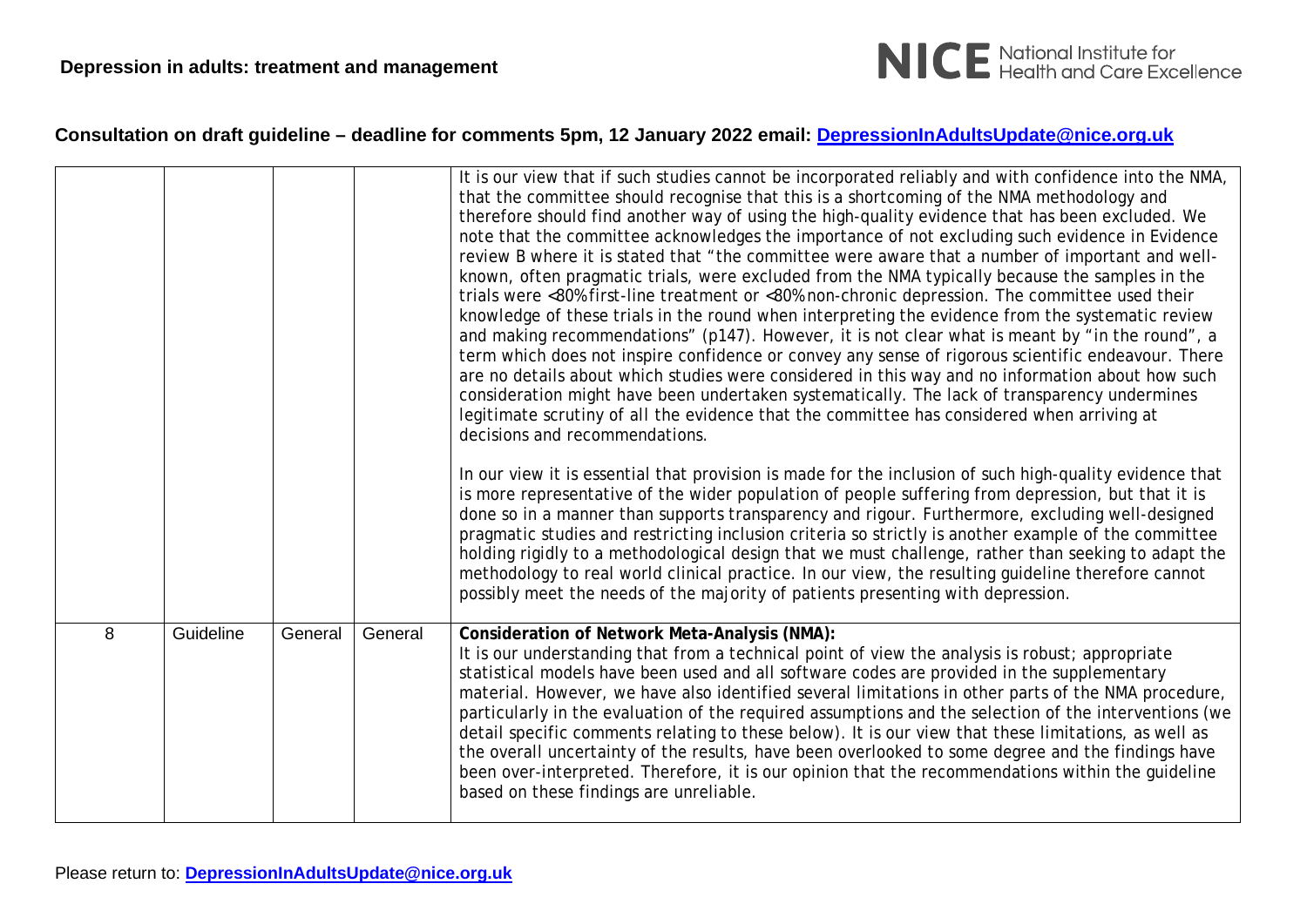## Consultation on draft guideline – deadline for comments 5pm, 12 January 2022 email: DepressionInAdultsUpdate@nice.org.uk

| | | | | |
|---|---|---|---|---|
| | | | | It is our view that if such studies cannot be incorporated reliably and with confidence into the NMA, that the committee should recognise that this is a shortcoming of the NMA methodology and therefore should find another way of using the high-quality evidence that has been excluded. We note that the committee acknowledges the importance of not excluding such evidence in Evidence review B where it is stated that "the committee were aware that a number of important and well-known, often pragmatic trials, were excluded from the NMA typically because the samples in the trials were <80% first-line treatment or <80% non-chronic depression. The committee used their knowledge of these trials in the round when interpreting the evidence from the systematic review and making recommendations" (p147). However, it is not clear what is meant by "in the round", a term which does not inspire confidence or convey any sense of rigorous scientific endeavour. There are no details about which studies were considered in this way and no information about how such consideration might have been undertaken systematically. The lack of transparency undermines legitimate scrutiny of all the evidence that the committee has considered when arriving at decisions and recommendations.<br><br>In our view it is essential that provision is made for the inclusion of such high-quality evidence that is more representative of the wider population of people suffering from depression, but that it is done so in a manner than supports transparency and rigour. Furthermore, excluding well-designed pragmatic studies and restricting inclusion criteria so strictly is another example of the committee holding rigidly to a methodological design that we must challenge, rather than seeking to adapt the methodology to real world clinical practice. In our view, the resulting guideline therefore cannot possibly meet the needs of the majority of patients presenting with depression. |
| 8 | Guideline | General | General | **Consideration of Network Meta-Analysis (NMA):**<br>It is our understanding that from a technical point of view the analysis is robust; appropriate statistical models have been used and all software codes are provided in the supplementary material. However, we have also identified several limitations in other parts of the NMA procedure, particularly in the evaluation of the required assumptions and the selection of the interventions (we detail specific comments relating to these below). It is our view that these limitations, as well as the overall uncertainty of the results, have been overlooked to some degree and the findings have been over-interpreted. Therefore, it is our opinion that the recommendations within the guideline based on these findings are unreliable. |

Please return to: DepressionInAdultsUpdate@nice.org.uk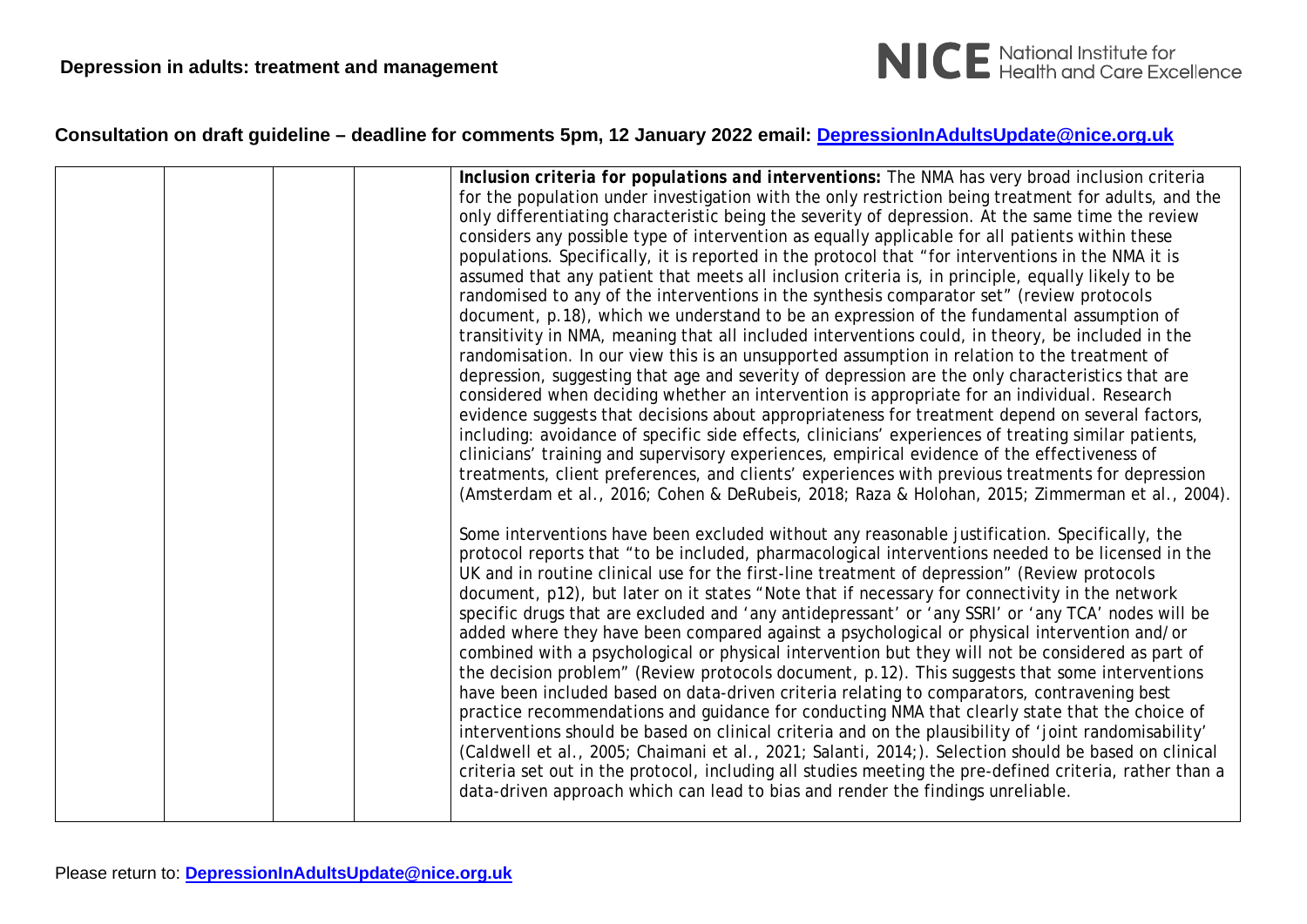## Consultation on draft guideline – deadline for comments 5pm, 12 January 2022 email: DepressionInAdultsUpdate@nice.org.uk

| | | | | |
|---|---|---|---|---|
| | | | | ***Inclusion criteria for populations and interventions:*** The NMA has very broad inclusion criteria for the population under investigation with the only restriction being treatment for adults, and the only differentiating characteristic being the severity of depression. At the same time the review considers any possible type of intervention as equally applicable for all patients within these populations. Specifically, it is reported in the protocol that "for interventions in the NMA it is assumed that any patient that meets all inclusion criteria is, in principle, equally likely to be randomised to any of the interventions in the synthesis comparator set" (review protocols document, p.18), which we understand to be an expression of the fundamental assumption of transitivity in NMA, meaning that all included interventions could, in theory, be included in the randomisation. In our view this is an unsupported assumption in relation to the treatment of depression, suggesting that age and severity of depression are the only characteristics that are considered when deciding whether an intervention is appropriate for an individual. Research evidence suggests that decisions about appropriateness for treatment depend on several factors, including: avoidance of specific side effects, clinicians' experiences of treating similar patients, clinicians' training and supervisory experiences, empirical evidence of the effectiveness of treatments, client preferences, and clients' experiences with previous treatments for depression (Amsterdam et al., 2016; Cohen & DeRubeis, 2018; Raza & Holohan, 2015; Zimmerman et al., 2004).<br><br>Some interventions have been excluded without any reasonable justification. Specifically, the protocol reports that "to be included, pharmacological interventions needed to be licensed in the UK and in routine clinical use for the first-line treatment of depression" (Review protocols document, p12), but later on it states "Note that if necessary for connectivity in the network specific drugs that are excluded and 'any antidepressant' or 'any SSRI' or 'any TCA' nodes will be added where they have been compared against a psychological or physical intervention and/or combined with a psychological or physical intervention but they will not be considered as part of the decision problem" (Review protocols document, p.12). This suggests that some interventions have been included based on data-driven criteria relating to comparators, contravening best practice recommendations and guidance for conducting NMA that clearly state that the choice of interventions should be based on clinical criteria and on the plausibility of 'joint randomisability' (Caldwell et al., 2005; Chaimani et al., 2021; Salanti, 2014;). Selection should be based on clinical criteria set out in the protocol, including all studies meeting the pre-defined criteria, rather than a data-driven approach which can lead to bias and render the findings unreliable. |

Please return to: DepressionInAdultsUpdate@nice.org.uk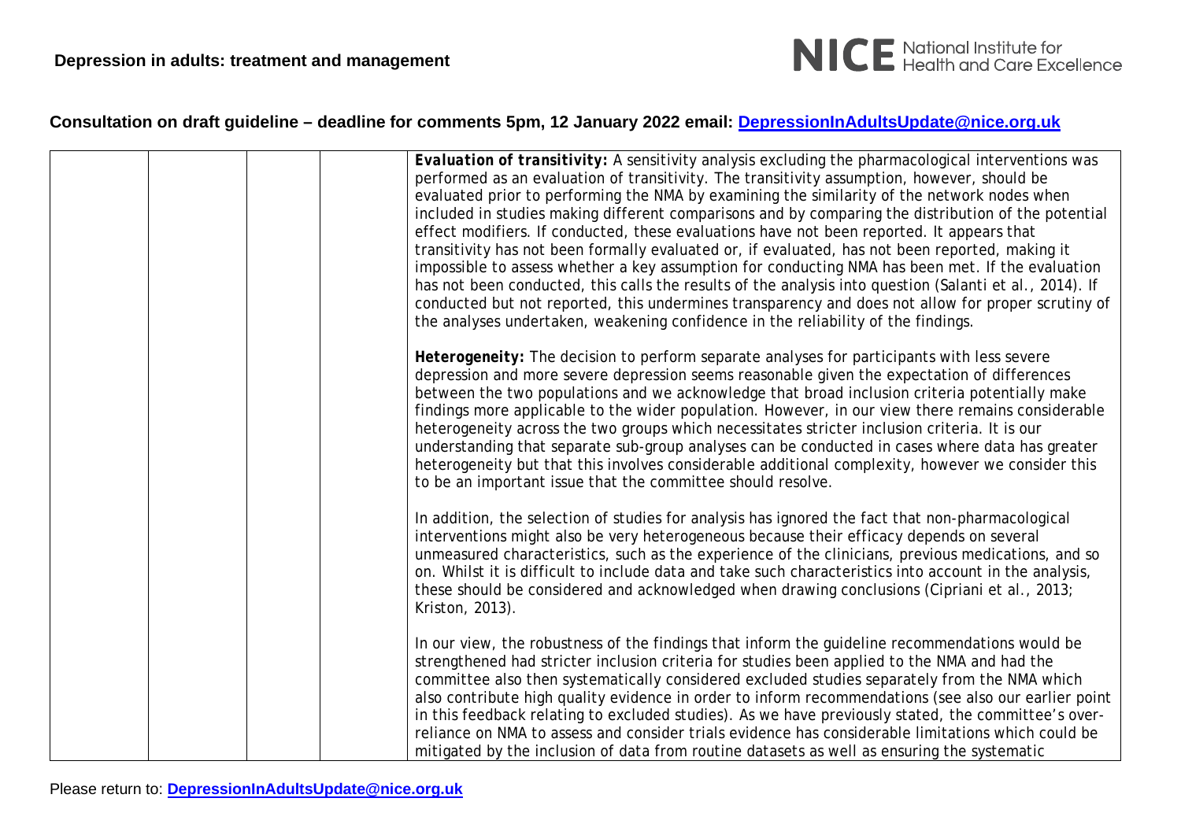**Consultation on draft guideline – deadline for comments 5pm, 12 January 2022 email: DepressionInAdultsUpdate@nice.org.uk**

| | | | | |
|---|---|---|---|---|
| | | | | ***Evaluation of transitivity:*** A sensitivity analysis excluding the pharmacological interventions was performed as an evaluation of transitivity. The transitivity assumption, however, should be evaluated prior to performing the NMA by examining the similarity of the network nodes when included in studies making different comparisons and by comparing the distribution of the potential effect modifiers. If conducted, these evaluations have not been reported. It appears that transitivity has not been formally evaluated or, if evaluated, has not been reported, making it impossible to assess whether a key assumption for conducting NMA has been met. If the evaluation has not been conducted, this calls the results of the analysis into question (Salanti et al., 2014). If conducted but not reported, this undermines transparency and does not allow for proper scrutiny of the analyses undertaken, weakening confidence in the reliability of the findings.<br><br>**Heterogeneity:** The decision to perform separate analyses for participants with less severe depression and more severe depression seems reasonable given the expectation of differences between the two populations and we acknowledge that broad inclusion criteria potentially make findings more applicable to the wider population. However, in our view there remains considerable heterogeneity across the two groups which necessitates stricter inclusion criteria. It is our understanding that separate sub-group analyses can be conducted in cases where data has greater heterogeneity but that this involves considerable additional complexity, however we consider this to be an important issue that the committee should resolve.<br><br>In addition, the selection of studies for analysis has ignored the fact that non-pharmacological interventions might also be very heterogeneous because their efficacy depends on several unmeasured characteristics, such as the experience of the clinicians, previous medications, and so on. Whilst it is difficult to include data and take such characteristics into account in the analysis, these should be considered and acknowledged when drawing conclusions (Cipriani et al., 2013; Kriston, 2013).<br><br>In our view, the robustness of the findings that inform the guideline recommendations would be strengthened had stricter inclusion criteria for studies been applied to the NMA and had the committee also then systematically considered excluded studies separately from the NMA which also contribute high quality evidence in order to inform recommendations (see also our earlier point in this feedback relating to excluded studies). As we have previously stated, the committee's over-reliance on NMA to assess and consider trials evidence has considerable limitations which could be mitigated by the inclusion of data from routine datasets as well as ensuring the systematic |

Please return to: DepressionInAdultsUpdate@nice.org.uk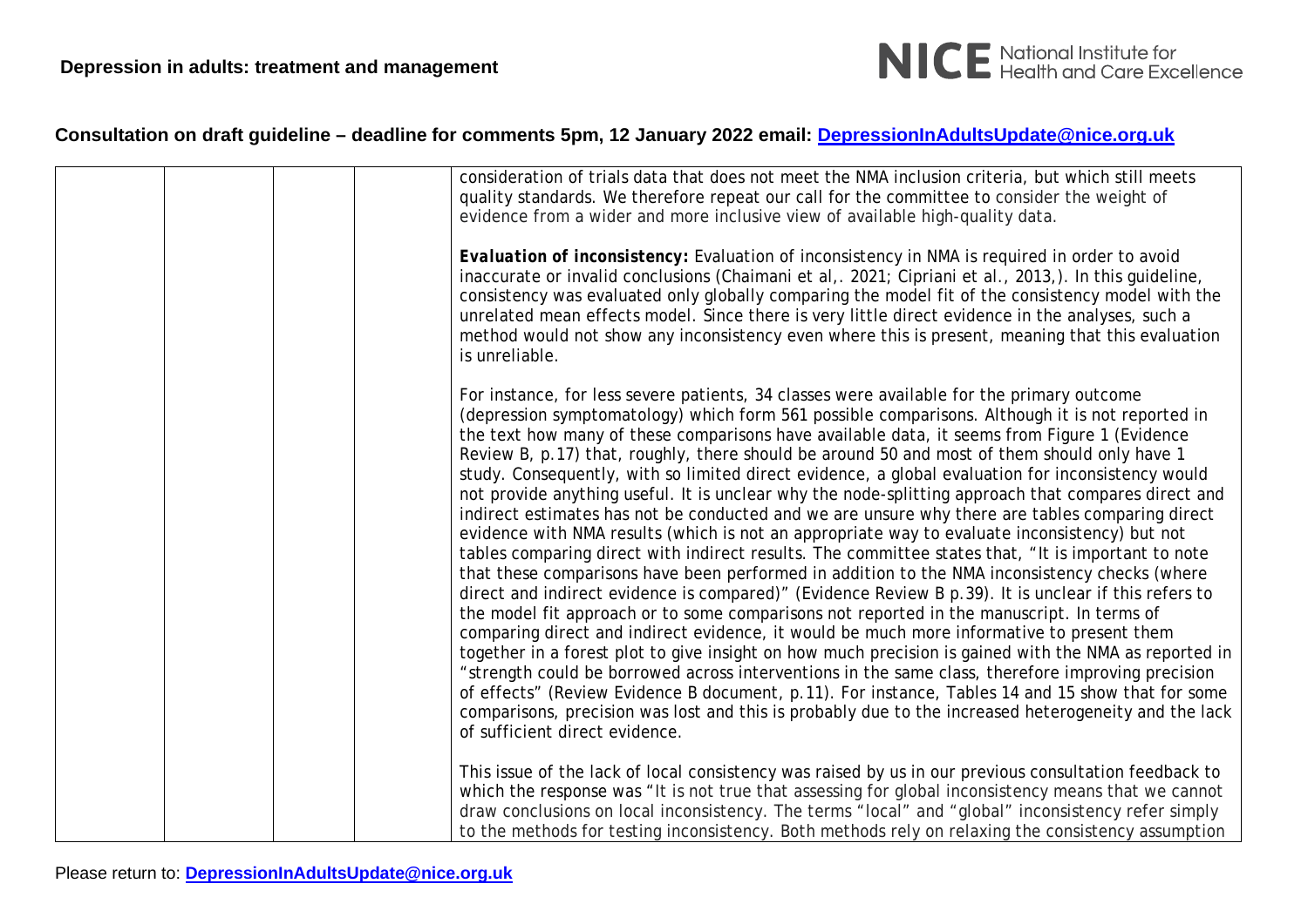## Consultation on draft guideline – deadline for comments 5pm, 12 January 2022 email: DepressionInAdultsUpdate@nice.org.uk

| | | | | |
|---|---|---|---|---|
| | | | | consideration of trials data that does not meet the NMA inclusion criteria, but which still meets quality standards. We therefore repeat our call for the committee to consider the weight of evidence from a wider and more inclusive view of available high-quality data.<br><br>***Evaluation of inconsistency:*** Evaluation of inconsistency in NMA is required in order to avoid inaccurate or invalid conclusions (Chaimani et al,. 2021; Cipriani et al., 2013,). In this guideline, consistency was evaluated only globally comparing the model fit of the consistency model with the unrelated mean effects model. Since there is very little direct evidence in the analyses, such a method would not show any inconsistency even where this is present, meaning that this evaluation is unreliable.<br><br>For instance, for less severe patients, 34 classes were available for the primary outcome (depression symptomatology) which form 561 possible comparisons. Although it is not reported in the text how many of these comparisons have available data, it seems from Figure 1 (Evidence Review B, p.17) that, roughly, there should be around 50 and most of them should only have 1 study. Consequently, with so limited direct evidence, a global evaluation for inconsistency would not provide anything useful. It is unclear why the node-splitting approach that compares direct and indirect estimates has not be conducted and we are unsure why there are tables comparing direct evidence with NMA results (which is not an appropriate way to evaluate inconsistency) but not tables comparing direct with indirect results. The committee states that, "It is important to note that these comparisons have been performed in addition to the NMA inconsistency checks (where direct and indirect evidence is compared)" (Evidence Review B p.39). It is unclear if this refers to the model fit approach or to some comparisons not reported in the manuscript. In terms of comparing direct and indirect evidence, it would be much more informative to present them together in a forest plot to give insight on how much precision is gained with the NMA as reported in "strength could be borrowed across interventions in the same class, therefore improving precision of effects" (Review Evidence B document, p.11). For instance, Tables 14 and 15 show that for some comparisons, precision was lost and this is probably due to the increased heterogeneity and the lack of sufficient direct evidence.<br><br>This issue of the lack of local consistency was raised by us in our previous consultation feedback to which the response was "It is not true that assessing for global inconsistency means that we cannot draw conclusions on local inconsistency. The terms "local" and "global" inconsistency refer simply to the methods for testing inconsistency. Both methods rely on relaxing the consistency assumption |

Please return to: DepressionInAdultsUpdate@nice.org.uk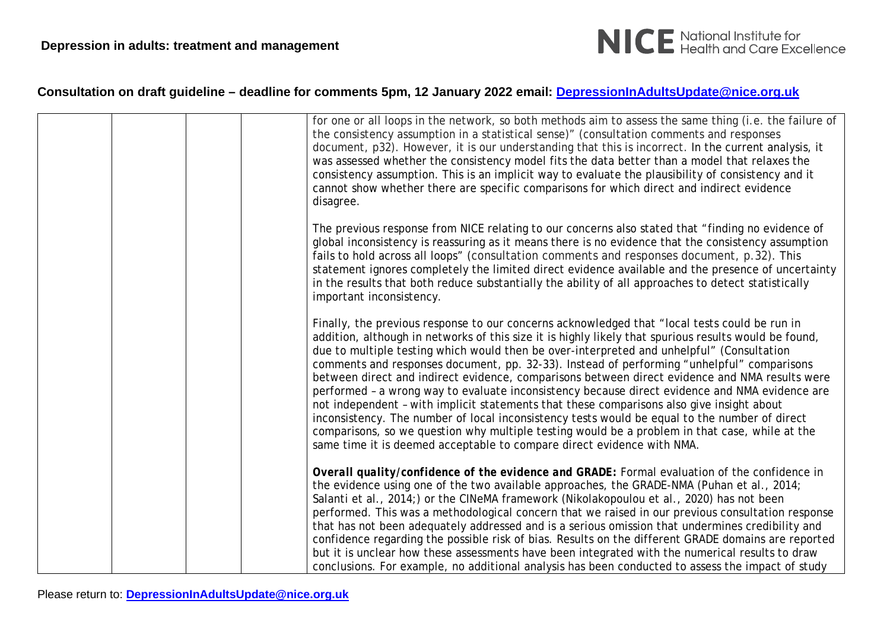## Consultation on draft guideline – deadline for comments 5pm, 12 January 2022 email: DepressionInAdultsUpdate@nice.org.uk

| | | | | |
|---|---|---|---|---|
| | | | | for one or all loops in the network, so both methods aim to assess the same thing (i.e. the failure of the consistency assumption in a statistical sense)" (consultation comments and responses document, p32). However, it is our understanding that this is incorrect. In the current analysis, it was assessed whether the consistency model fits the data better than a model that relaxes the consistency assumption. This is an implicit way to evaluate the plausibility of consistency and it cannot show whether there are specific comparisons for which direct and indirect evidence disagree.<br><br>The previous response from NICE relating to our concerns also stated that "finding no evidence of global inconsistency is reassuring as it means there is no evidence that the consistency assumption fails to hold across all loops" (consultation comments and responses document, p.32). This statement ignores completely the limited direct evidence available and the presence of uncertainty in the results that both reduce substantially the ability of all approaches to detect statistically important inconsistency.<br><br>Finally, the previous response to our concerns acknowledged that "local tests could be run in addition, although in networks of this size it is highly likely that spurious results would be found, due to multiple testing which would then be over-interpreted and unhelpful" (Consultation comments and responses document, pp. 32-33). Instead of performing "unhelpful" comparisons between direct and indirect evidence, comparisons between direct evidence and NMA results were performed – a wrong way to evaluate inconsistency because direct evidence and NMA evidence are not independent – with implicit statements that these comparisons also give insight about inconsistency. The number of local inconsistency tests would be equal to the number of direct comparisons, so we question why multiple testing would be a problem in that case, while at the same time it is deemed acceptable to compare direct evidence with NMA.<br><br>***Overall quality/confidence of the evidence and GRADE:*** Formal evaluation of the confidence in the evidence using one of the two available approaches, the GRADE-NMA (Puhan et al., 2014; Salanti et al., 2014;) or the CINeMA framework (Nikolakopoulou et al., 2020) has not been performed. This was a methodological concern that we raised in our previous consultation response that has not been adequately addressed and is a serious omission that undermines credibility and confidence regarding the possible risk of bias. Results on the different GRADE domains are reported but it is unclear how these assessments have been integrated with the numerical results to draw conclusions. For example, no additional analysis has been conducted to assess the impact of study |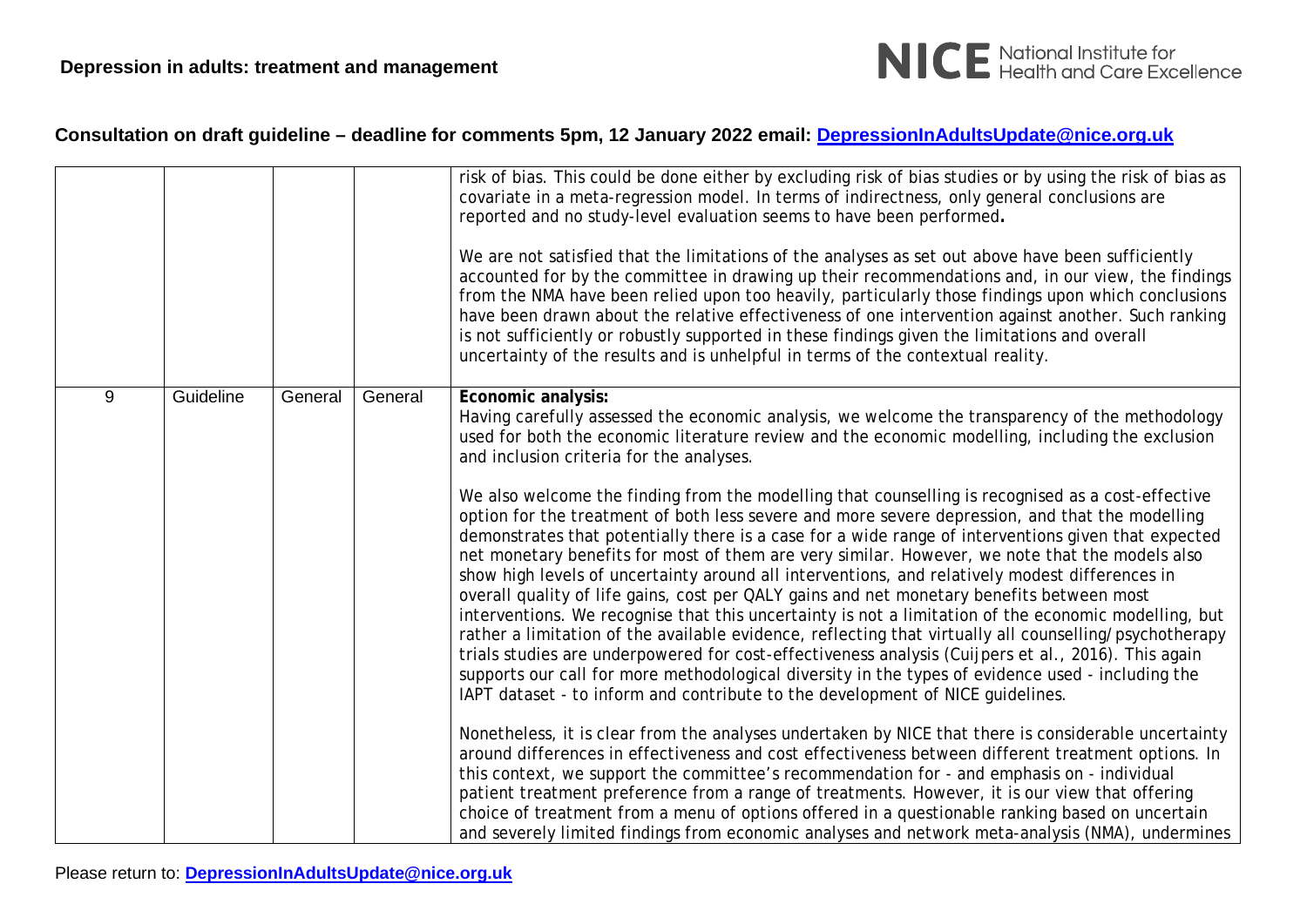## Consultation on draft guideline – deadline for comments 5pm, 12 January 2022 email: DepressionInAdultsUpdate@nice.org.uk

| | | | | |
|---|---|---|---|---|
| | | | | risk of bias. This could be done either by excluding risk of bias studies or by using the risk of bias as covariate in a meta-regression model. In terms of indirectness, only general conclusions are reported and no study-level evaluation seems to have been performed.<br><br>We are not satisfied that the limitations of the analyses as set out above have been sufficiently accounted for by the committee in drawing up their recommendations and, in our view, the findings from the NMA have been relied upon too heavily, particularly those findings upon which conclusions have been drawn about the relative effectiveness of one intervention against another. Such ranking is not sufficiently or robustly supported in these findings given the limitations and overall uncertainty of the results and is unhelpful in terms of the contextual reality. |
| 9 | Guideline | General | General | **Economic analysis:**<br>Having carefully assessed the economic analysis, we welcome the transparency of the methodology used for both the economic literature review and the economic modelling, including the exclusion and inclusion criteria for the analyses.<br><br>We also welcome the finding from the modelling that counselling is recognised as a cost-effective option for the treatment of both less severe and more severe depression, and that the modelling demonstrates that potentially there is a case for a wide range of interventions given that expected net monetary benefits for most of them are very similar. However, we note that the models also show high levels of uncertainty around all interventions, and relatively modest differences in overall quality of life gains, cost per QALY gains and net monetary benefits between most interventions. We recognise that this uncertainty is not a limitation of the economic modelling, but rather a limitation of the available evidence, reflecting that virtually all counselling/psychotherapy trials studies are underpowered for cost-effectiveness analysis (Cuijpers et al., 2016). This again supports our call for more methodological diversity in the types of evidence used - including the IAPT dataset - to inform and contribute to the development of NICE guidelines.<br><br>Nonetheless, it is clear from the analyses undertaken by NICE that there is considerable uncertainty around differences in effectiveness and cost effectiveness between different treatment options. In this context, we support the committee's recommendation for - and emphasis on - individual patient treatment preference from a range of treatments. However, it is our view that offering choice of treatment from a menu of options offered in a questionable ranking based on uncertain and severely limited findings from economic analyses and network meta-analysis (NMA), undermines |

Please return to: DepressionInAdultsUpdate@nice.org.uk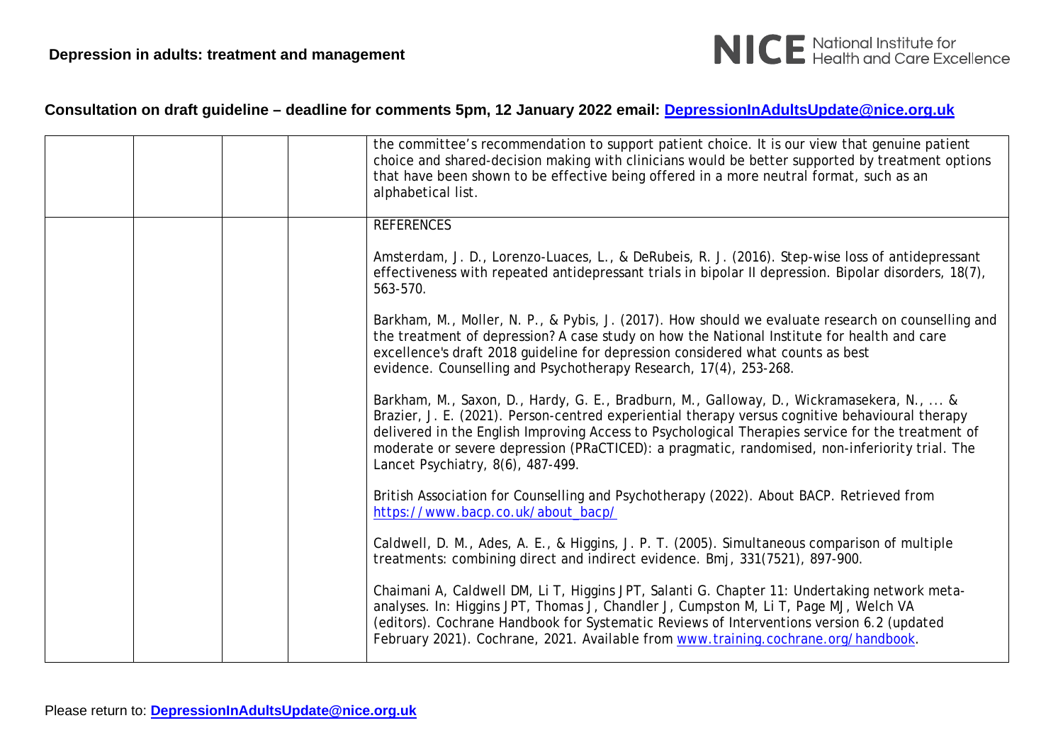## Consultation on draft guideline – deadline for comments 5pm, 12 January 2022 email: DepressionInAdultsUpdate@nice.org.uk

| | | | | |
|---|---|---|---|---|
| | | | | the committee's recommendation to support patient choice. It is our view that genuine patient choice and shared-decision making with clinicians would be better supported by treatment options that have been shown to be effective being offered in a more neutral format, such as an alphabetical list. |
| | | | | REFERENCES<br><br>Amsterdam, J. D., Lorenzo-Luaces, L., & DeRubeis, R. J. (2016). Step-wise loss of antidepressant effectiveness with repeated antidepressant trials in bipolar II depression. Bipolar disorders, 18(7), 563-570.<br><br>Barkham, M., Moller, N. P., & Pybis, J. (2017). How should we evaluate research on counselling and the treatment of depression? A case study on how the National Institute for health and care excellence's draft 2018 guideline for depression considered what counts as best evidence. Counselling and Psychotherapy Research, 17(4), 253-268.<br><br>Barkham, M., Saxon, D., Hardy, G. E., Bradburn, M., Galloway, D., Wickramasekera, N., ... & Brazier, J. E. (2021). Person-centred experiential therapy versus cognitive behavioural therapy delivered in the English Improving Access to Psychological Therapies service for the treatment of moderate or severe depression (PRaCTICED): a pragmatic, randomised, non-inferiority trial. The Lancet Psychiatry, 8(6), 487-499.<br><br>British Association for Counselling and Psychotherapy (2022). About BACP. Retrieved from https://www.bacp.co.uk/about_bacp/<br><br>Caldwell, D. M., Ades, A. E., & Higgins, J. P. T. (2005). Simultaneous comparison of multiple treatments: combining direct and indirect evidence. Bmj, 331(7521), 897-900.<br><br>Chaimani A, Caldwell DM, Li T, Higgins JPT, Salanti G. Chapter 11: Undertaking network meta-analyses. In: Higgins JPT, Thomas J, Chandler J, Cumpston M, Li T, Page MJ, Welch VA (editors). Cochrane Handbook for Systematic Reviews of Interventions version 6.2 (updated February 2021). Cochrane, 2021. Available from www.training.cochrane.org/handbook. |

Please return to: DepressionInAdultsUpdate@nice.org.uk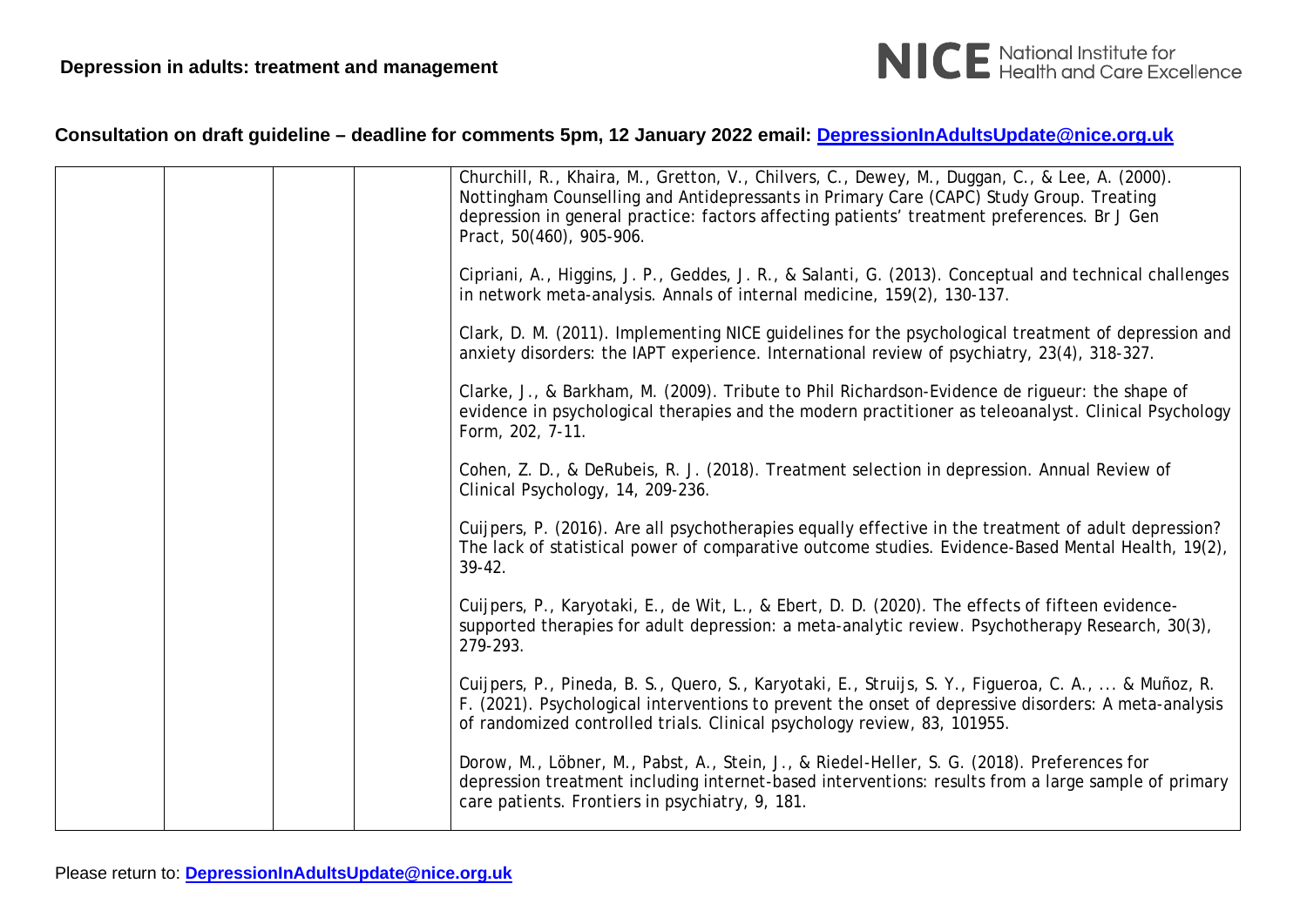## Consultation on draft guideline – deadline for comments 5pm, 12 January 2022 email: DepressionInAdultsUpdate@nice.org.uk

| | | | | |
|---|---|---|---|---|
| | | | | Churchill, R., Khaira, M., Gretton, V., Chilvers, C., Dewey, M., Duggan, C., & Lee, A. (2000). Nottingham Counselling and Antidepressants in Primary Care (CAPC) Study Group. Treating depression in general practice: factors affecting patients' treatment preferences. Br J Gen Pract, 50(460), 905-906.<br><br>Cipriani, A., Higgins, J. P., Geddes, J. R., & Salanti, G. (2013). Conceptual and technical challenges in network meta-analysis. Annals of internal medicine, 159(2), 130-137.<br><br>Clark, D. M. (2011). Implementing NICE guidelines for the psychological treatment of depression and anxiety disorders: the IAPT experience. International review of psychiatry, 23(4), 318-327.<br><br>Clarke, J., & Barkham, M. (2009). Tribute to Phil Richardson-Evidence de rigueur: the shape of evidence in psychological therapies and the modern practitioner as teleoanalyst. Clinical Psychology Form, 202, 7-11.<br><br>Cohen, Z. D., & DeRubeis, R. J. (2018). Treatment selection in depression. Annual Review of Clinical Psychology, 14, 209-236.<br><br>Cuijpers, P. (2016). Are all psychotherapies equally effective in the treatment of adult depression? The lack of statistical power of comparative outcome studies. Evidence-Based Mental Health, 19(2), 39-42.<br><br>Cuijpers, P., Karyotaki, E., de Wit, L., & Ebert, D. D. (2020). The effects of fifteen evidence-supported therapies for adult depression: a meta-analytic review. Psychotherapy Research, 30(3), 279-293.<br><br>Cuijpers, P., Pineda, B. S., Quero, S., Karyotaki, E., Struijs, S. Y., Figueroa, C. A., ... & Muñoz, R. F. (2021). Psychological interventions to prevent the onset of depressive disorders: A meta-analysis of randomized controlled trials. Clinical psychology review, 83, 101955.<br><br>Dorow, M., Löbner, M., Pabst, A., Stein, J., & Riedel-Heller, S. G. (2018). Preferences for depression treatment including internet-based interventions: results from a large sample of primary care patients. Frontiers in psychiatry, 9, 181. |

Please return to: DepressionInAdultsUpdate@nice.org.uk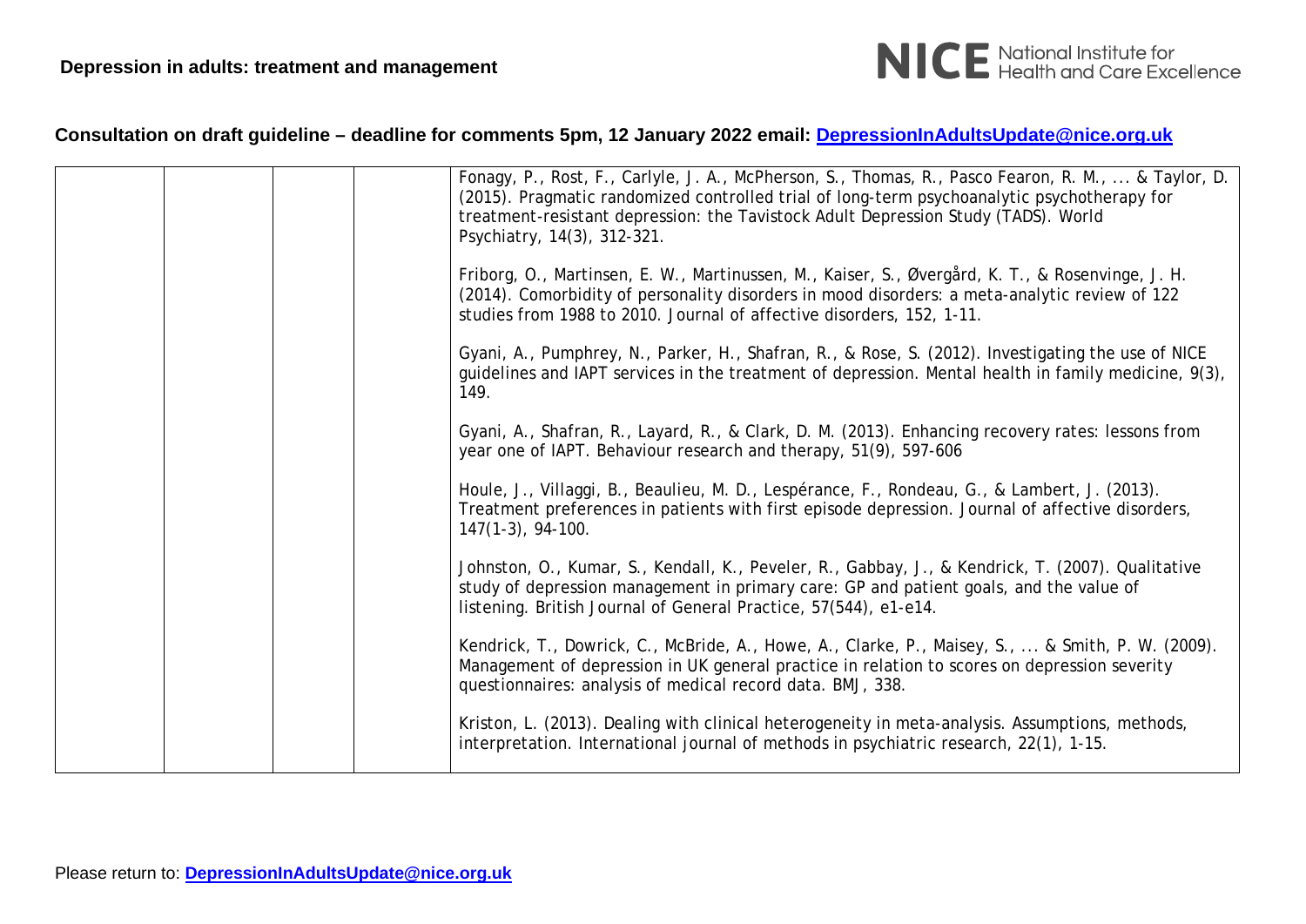## Consultation on draft guideline – deadline for comments 5pm, 12 January 2022 email: DepressionInAdultsUpdate@nice.org.uk

| | | | | |
|---|---|---|---|---|
| | | | | Fonagy, P., Rost, F., Carlyle, J. A., McPherson, S., Thomas, R., Pasco Fearon, R. M., ... & Taylor, D. (2015). Pragmatic randomized controlled trial of long-term psychoanalytic psychotherapy for treatment-resistant depression: the Tavistock Adult Depression Study (TADS). World Psychiatry, 14(3), 312-321.<br><br>Friborg, O., Martinsen, E. W., Martinussen, M., Kaiser, S., Øvergård, K. T., & Rosenvinge, J. H. (2014). Comorbidity of personality disorders in mood disorders: a meta-analytic review of 122 studies from 1988 to 2010. Journal of affective disorders, 152, 1-11.<br><br>Gyani, A., Pumphrey, N., Parker, H., Shafran, R., & Rose, S. (2012). Investigating the use of NICE guidelines and IAPT services in the treatment of depression. Mental health in family medicine, 9(3), 149.<br><br>Gyani, A., Shafran, R., Layard, R., & Clark, D. M. (2013). Enhancing recovery rates: lessons from year one of IAPT. Behaviour research and therapy, 51(9), 597-606<br><br>Houle, J., Villaggi, B., Beaulieu, M. D., Lespérance, F., Rondeau, G., & Lambert, J. (2013). Treatment preferences in patients with first episode depression. Journal of affective disorders, 147(1-3), 94-100.<br><br>Johnston, O., Kumar, S., Kendall, K., Peveler, R., Gabbay, J., & Kendrick, T. (2007). Qualitative study of depression management in primary care: GP and patient goals, and the value of listening. British Journal of General Practice, 57(544), e1-e14.<br><br>Kendrick, T., Dowrick, C., McBride, A., Howe, A., Clarke, P., Maisey, S., ... & Smith, P. W. (2009). Management of depression in UK general practice in relation to scores on depression severity questionnaires: analysis of medical record data. BMJ, 338.<br><br>Kriston, L. (2013). Dealing with clinical heterogeneity in meta-analysis. Assumptions, methods, interpretation. International journal of methods in psychiatric research, 22(1), 1-15. |

Please return to: DepressionInAdultsUpdate@nice.org.uk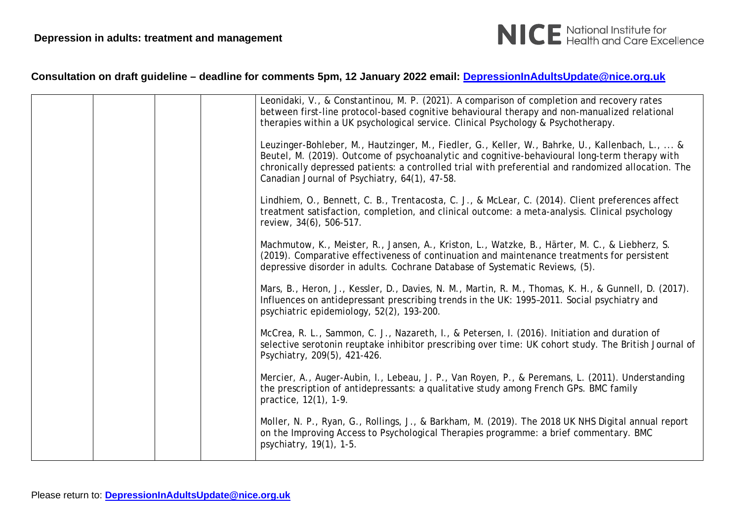| | | | | |
|---|---|---|---|---|
| | | | | Leonidaki, V., & Constantinou, M. P. (2021). A comparison of completion and recovery rates between first-line protocol-based cognitive behavioural therapy and non-manualized relational therapies within a UK psychological service. Clinical Psychology & Psychotherapy. |
| | | | | Leuzinger-Bohleber, M., Hautzinger, M., Fiedler, G., Keller, W., Bahrke, U., Kallenbach, L., ... & Beutel, M. (2019). Outcome of psychoanalytic and cognitive-behavioural long-term therapy with chronically depressed patients: a controlled trial with preferential and randomized allocation. The Canadian Journal of Psychiatry, 64(1), 47-58. |
| | | | | Lindhiem, O., Bennett, C. B., Trentacosta, C. J., & McLear, C. (2014). Client preferences affect treatment satisfaction, completion, and clinical outcome: a meta-analysis. Clinical psychology review, 34(6), 506-517. |
| | | | | Machmutow, K., Meister, R., Jansen, A., Kriston, L., Watzke, B., Härter, M. C., & Liebherz, S. (2019). Comparative effectiveness of continuation and maintenance treatments for persistent depressive disorder in adults. Cochrane Database of Systematic Reviews, (5). |
| | | | | Mars, B., Heron, J., Kessler, D., Davies, N. M., Martin, R. M., Thomas, K. H., & Gunnell, D. (2017). Influences on antidepressant prescribing trends in the UK: 1995–2011. Social psychiatry and psychiatric epidemiology, 52(2), 193-200. |
| | | | | McCrea, R. L., Sammon, C. J., Nazareth, I., & Petersen, I. (2016). Initiation and duration of selective serotonin reuptake inhibitor prescribing over time: UK cohort study. The British Journal of Psychiatry, 209(5), 421-426. |
| | | | | Mercier, A., Auger-Aubin, I., Lebeau, J. P., Van Royen, P., & Peremans, L. (2011). Understanding the prescription of antidepressants: a qualitative study among French GPs. BMC family practice, 12(1), 1-9. |
| | | | | Moller, N. P., Ryan, G., Rollings, J., & Barkham, M. (2019). The 2018 UK NHS Digital annual report on the Improving Access to Psychological Therapies programme: a brief commentary. BMC psychiatry, 19(1), 1-5. |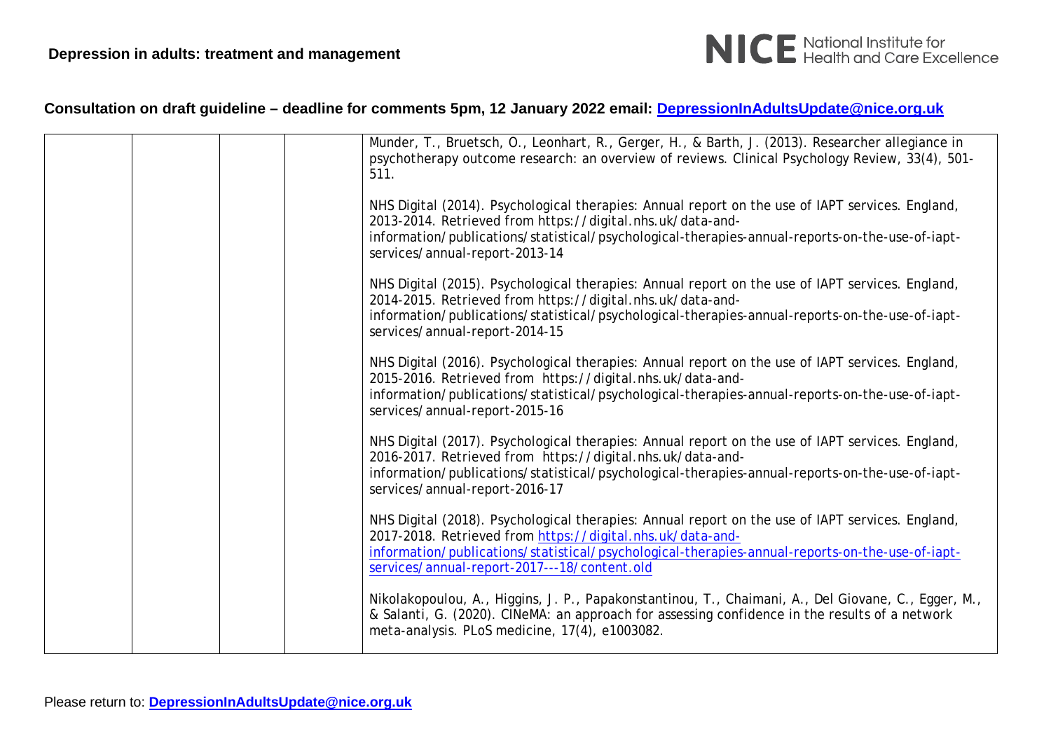| | | | | Munder, T., Bruetsch, O., Leonhart, R., Gerger, H., & Barth, J. (2013). Researcher allegiance in psychotherapy outcome research: an overview of reviews. Clinical Psychology Review, 33(4), 501-511.<br><br>NHS Digital (2014). Psychological therapies: Annual report on the use of IAPT services. England, 2013-2014. Retrieved from https://digital.nhs.uk/data-and-information/publications/statistical/psychological-therapies-annual-reports-on-the-use-of-iapt-services/annual-report-2013-14<br><br>NHS Digital (2015). Psychological therapies: Annual report on the use of IAPT services. England, 2014-2015. Retrieved from https://digital.nhs.uk/data-and-information/publications/statistical/psychological-therapies-annual-reports-on-the-use-of-iapt-services/annual-report-2014-15<br><br>NHS Digital (2016). Psychological therapies: Annual report on the use of IAPT services. England, 2015-2016. Retrieved from https://digital.nhs.uk/data-and-information/publications/statistical/psychological-therapies-annual-reports-on-the-use-of-iapt-services/annual-report-2015-16<br><br>NHS Digital (2017). Psychological therapies: Annual report on the use of IAPT services. England, 2016-2017. Retrieved from https://digital.nhs.uk/data-and-information/publications/statistical/psychological-therapies-annual-reports-on-the-use-of-iapt-services/annual-report-2016-17<br><br>NHS Digital (2018). Psychological therapies: Annual report on the use of IAPT services. England, 2017-2018. Retrieved from https://digital.nhs.uk/data-and-information/publications/statistical/psychological-therapies-annual-reports-on-the-use-of-iapt-services/annual-report-2017---18/content.old<br><br>Nikolakopoulou, A., Higgins, J. P., Papakonstantinou, T., Chaimani, A., Del Giovane, C., Egger, M., & Salanti, G. (2020). CINeMA: an approach for assessing confidence in the results of a network meta-analysis. PLoS medicine, 17(4), e1003082. |
|---|---|---|---|---|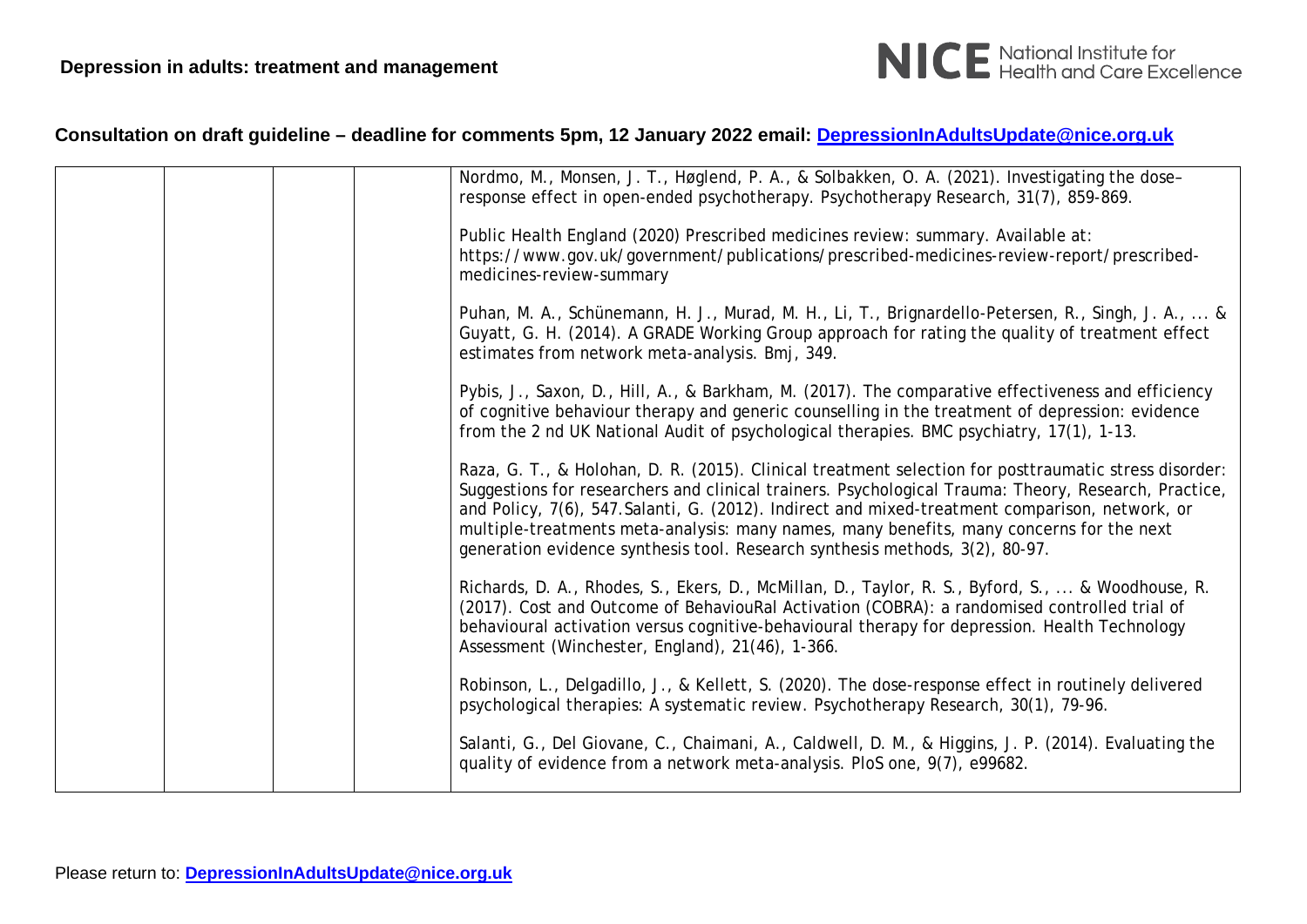| | | | | Nordmo, M., Monsen, J. T., Høglend, P. A., & Solbakken, O. A. (2021). Investigating the dose–response effect in open-ended psychotherapy. Psychotherapy Research, 31(7), 859-869.<br><br>Public Health England (2020) Prescribed medicines review: summary. Available at: https://www.gov.uk/government/publications/prescribed-medicines-review-report/prescribed-medicines-review-summary<br><br>Puhan, M. A., Schünemann, H. J., Murad, M. H., Li, T., Brignardello-Petersen, R., Singh, J. A., ... & Guyatt, G. H. (2014). A GRADE Working Group approach for rating the quality of treatment effect estimates from network meta-analysis. Bmj, 349.<br><br>Pybis, J., Saxon, D., Hill, A., & Barkham, M. (2017). The comparative effectiveness and efficiency of cognitive behaviour therapy and generic counselling in the treatment of depression: evidence from the 2 nd UK National Audit of psychological therapies. BMC psychiatry, 17(1), 1-13.<br><br>Raza, G. T., & Holohan, D. R. (2015). Clinical treatment selection for posttraumatic stress disorder: Suggestions for researchers and clinical trainers. Psychological Trauma: Theory, Research, Practice, and Policy, 7(6), 547.Salanti, G. (2012). Indirect and mixed-treatment comparison, network, or multiple-treatments meta-analysis: many names, many benefits, many concerns for the next generation evidence synthesis tool. Research synthesis methods, 3(2), 80-97.<br><br>Richards, D. A., Rhodes, S., Ekers, D., McMillan, D., Taylor, R. S., Byford, S., ... & Woodhouse, R. (2017). Cost and Outcome of BehaviouRal Activation (COBRA): a randomised controlled trial of behavioural activation versus cognitive-behavioural therapy for depression. Health Technology Assessment (Winchester, England), 21(46), 1-366.<br><br>Robinson, L., Delgadillo, J., & Kellett, S. (2020). The dose-response effect in routinely delivered psychological therapies: A systematic review. Psychotherapy Research, 30(1), 79-96.<br><br>Salanti, G., Del Giovane, C., Chaimani, A., Caldwell, D. M., & Higgins, J. P. (2014). Evaluating the quality of evidence from a network meta-analysis. PloS one, 9(7), e99682. |
|---|---|---|---|---|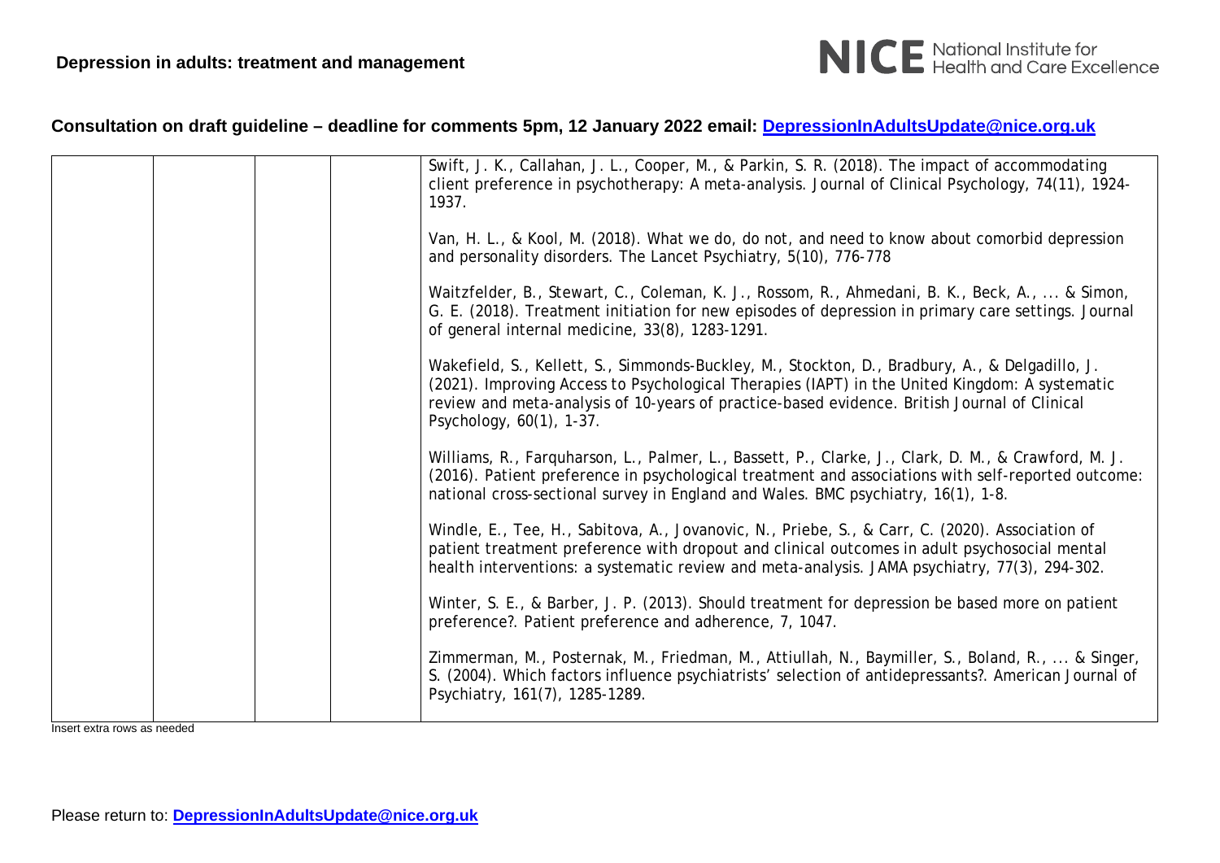## Consultation on draft guideline – deadline for comments 5pm, 12 January 2022 email: DepressionInAdultsUpdate@nice.org.uk

| | | | | |
|---|---|---|---|---|
| | | | | Swift, J. K., Callahan, J. L., Cooper, M., & Parkin, S. R. (2018). The impact of accommodating client preference in psychotherapy: A meta-analysis. Journal of Clinical Psychology, 74(11), 1924-1937.<br><br>Van, H. L., & Kool, M. (2018). What we do, do not, and need to know about comorbid depression and personality disorders. The Lancet Psychiatry, 5(10), 776-778<br><br>Waitzfelder, B., Stewart, C., Coleman, K. J., Rossom, R., Ahmedani, B. K., Beck, A., ... & Simon, G. E. (2018). Treatment initiation for new episodes of depression in primary care settings. Journal of general internal medicine, 33(8), 1283-1291.<br><br>Wakefield, S., Kellett, S., Simmonds-Buckley, M., Stockton, D., Bradbury, A., & Delgadillo, J. (2021). Improving Access to Psychological Therapies (IAPT) in the United Kingdom: A systematic review and meta-analysis of 10-years of practice-based evidence. British Journal of Clinical Psychology, 60(1), 1-37.<br><br>Williams, R., Farquharson, L., Palmer, L., Bassett, P., Clarke, J., Clark, D. M., & Crawford, M. J. (2016). Patient preference in psychological treatment and associations with self-reported outcome: national cross-sectional survey in England and Wales. BMC psychiatry, 16(1), 1-8.<br><br>Windle, E., Tee, H., Sabitova, A., Jovanovic, N., Priebe, S., & Carr, C. (2020). Association of patient treatment preference with dropout and clinical outcomes in adult psychosocial mental health interventions: a systematic review and meta-analysis. JAMA psychiatry, 77(3), 294-302.<br><br>Winter, S. E., & Barber, J. P. (2013). Should treatment for depression be based more on patient preference?. Patient preference and adherence, 7, 1047.<br><br>Zimmerman, M., Posternak, M., Friedman, M., Attiullah, N., Baymiller, S., Boland, R., ... & Singer, S. (2004). Which factors influence psychiatrists' selection of antidepressants?. American Journal of Psychiatry, 161(7), 1285-1289. |

Insert extra rows as needed

Please return to: DepressionInAdultsUpdate@nice.org.uk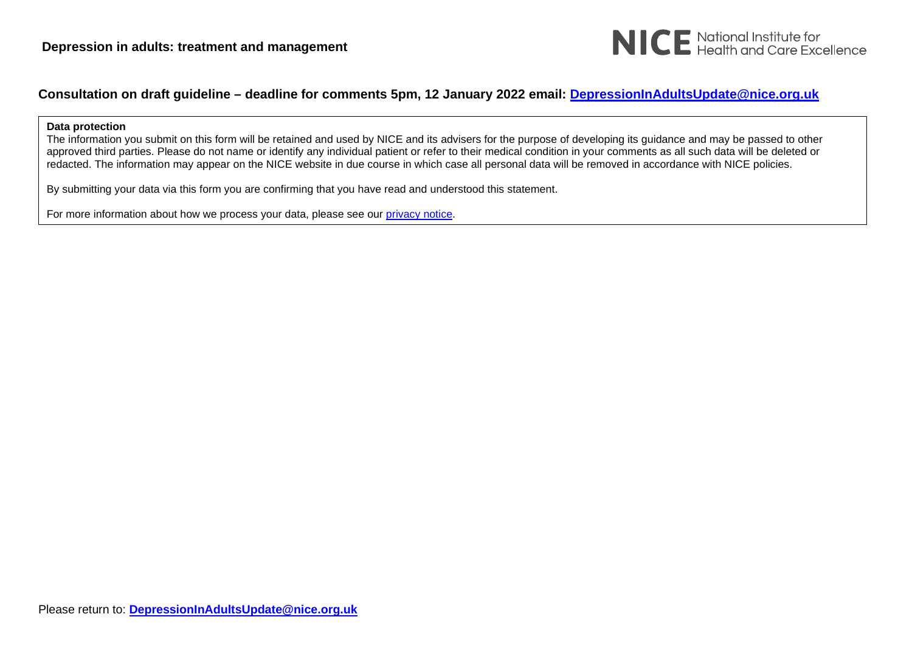## Consultation on draft guideline – deadline for comments 5pm, 12 January 2022 email: [DepressionInAdultsUpdate@nice.org.uk](mailto:DepressionInAdultsUpdate@nice.org.uk)

**Data protection**

The information you submit on this form will be retained and used by NICE and its advisers for the purpose of developing its guidance and may be passed to other approved third parties. Please do not name or identify any individual patient or refer to their medical condition in your comments as all such data will be deleted or redacted. The information may appear on the NICE website in due course in which case all personal data will be removed in accordance with NICE policies.

By submitting your data via this form you are confirming that you have read and understood this statement.

For more information about how we process your data, please see our privacy notice.